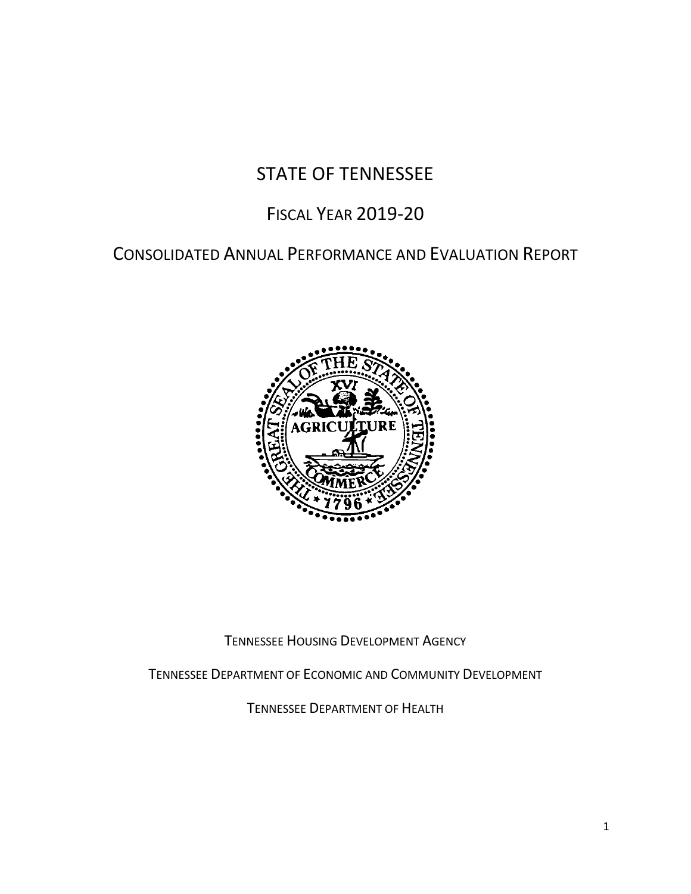# STATE OF TENNESSEE

## FISCAL YEAR 2019-20

## CONSOLIDATED ANNUAL PERFORMANCE AND EVALUATION REPORT

TENNESSEE HOUSING DEVELOPMENT AGENCY

TENNESSEE DEPARTMENT OF ECONOMIC AND COMMUNITY DEVELOPMENT

TENNESSEE DEPARTMENT OF HEALTH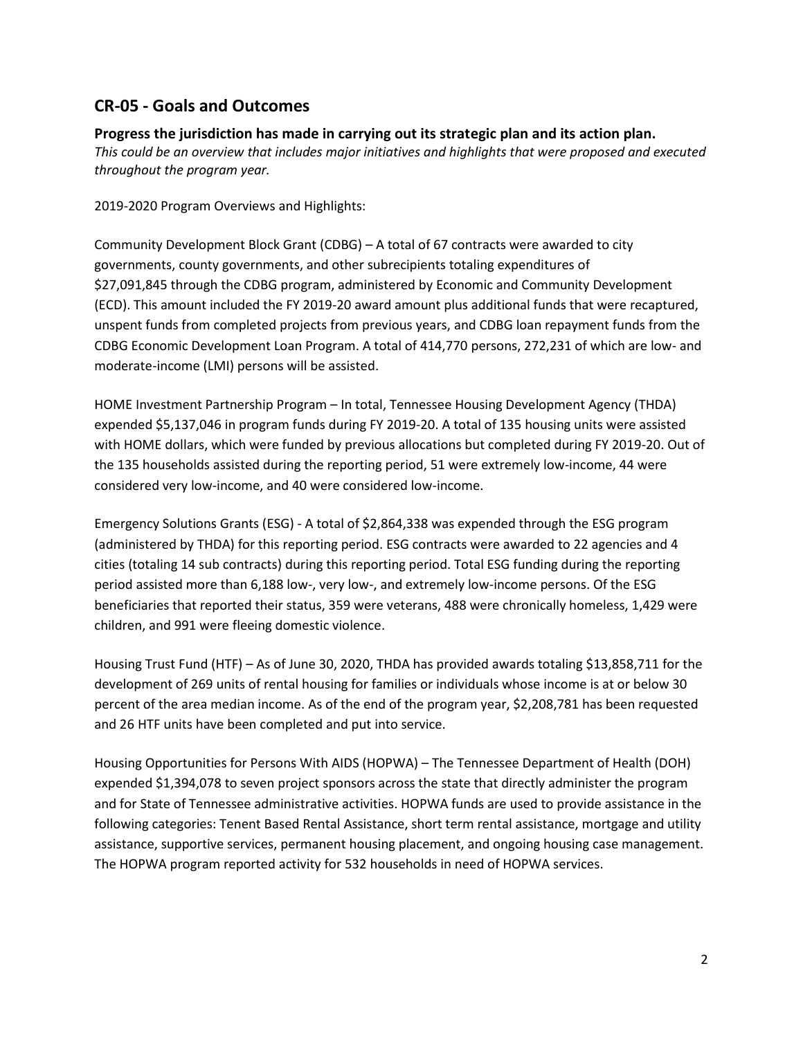## CR-05 - Goals and Outcomes

**Progress the jurisdiction has made in carrying out its strategic plan and its action plan.**
*This could be an overview that includes major initiatives and highlights that were proposed and executed throughout the program year.*

2019-2020 Program Overviews and Highlights:

Community Development Block Grant (CDBG) – A total of 67 contracts were awarded to city governments, county governments, and other subrecipients totaling expenditures of $27,091,845 through the CDBG program, administered by Economic and Community Development (ECD). This amount included the FY 2019-20 award amount plus additional funds that were recaptured, unspent funds from completed projects from previous years, and CDBG loan repayment funds from the CDBG Economic Development Loan Program. A total of 414,770 persons, 272,231 of which are low- and moderate-income (LMI) persons will be assisted.

HOME Investment Partnership Program – In total, Tennessee Housing Development Agency (THDA) expended $5,137,046 in program funds during FY 2019-20. A total of 135 housing units were assisted with HOME dollars, which were funded by previous allocations but completed during FY 2019-20. Out of the 135 households assisted during the reporting period, 51 were extremely low-income, 44 were considered very low-income, and 40 were considered low-income.

Emergency Solutions Grants (ESG) - A total of $2,864,338 was expended through the ESG program (administered by THDA) for this reporting period. ESG contracts were awarded to 22 agencies and 4 cities (totaling 14 sub contracts) during this reporting period. Total ESG funding during the reporting period assisted more than 6,188 low-, very low-, and extremely low-income persons. Of the ESG beneficiaries that reported their status, 359 were veterans, 488 were chronically homeless, 1,429 were children, and 991 were fleeing domestic violence.

Housing Trust Fund (HTF) – As of June 30, 2020, THDA has provided awards totaling $13,858,711 for the development of 269 units of rental housing for families or individuals whose income is at or below 30 percent of the area median income. As of the end of the program year, $2,208,781 has been requested and 26 HTF units have been completed and put into service.

Housing Opportunities for Persons With AIDS (HOPWA) – The Tennessee Department of Health (DOH) expended $1,394,078 to seven project sponsors across the state that directly administer the program and for State of Tennessee administrative activities. HOPWA funds are used to provide assistance in the following categories: Tenent Based Rental Assistance, short term rental assistance, mortgage and utility assistance, supportive services, permanent housing placement, and ongoing housing case management. The HOPWA program reported activity for 532 households in need of HOPWA services.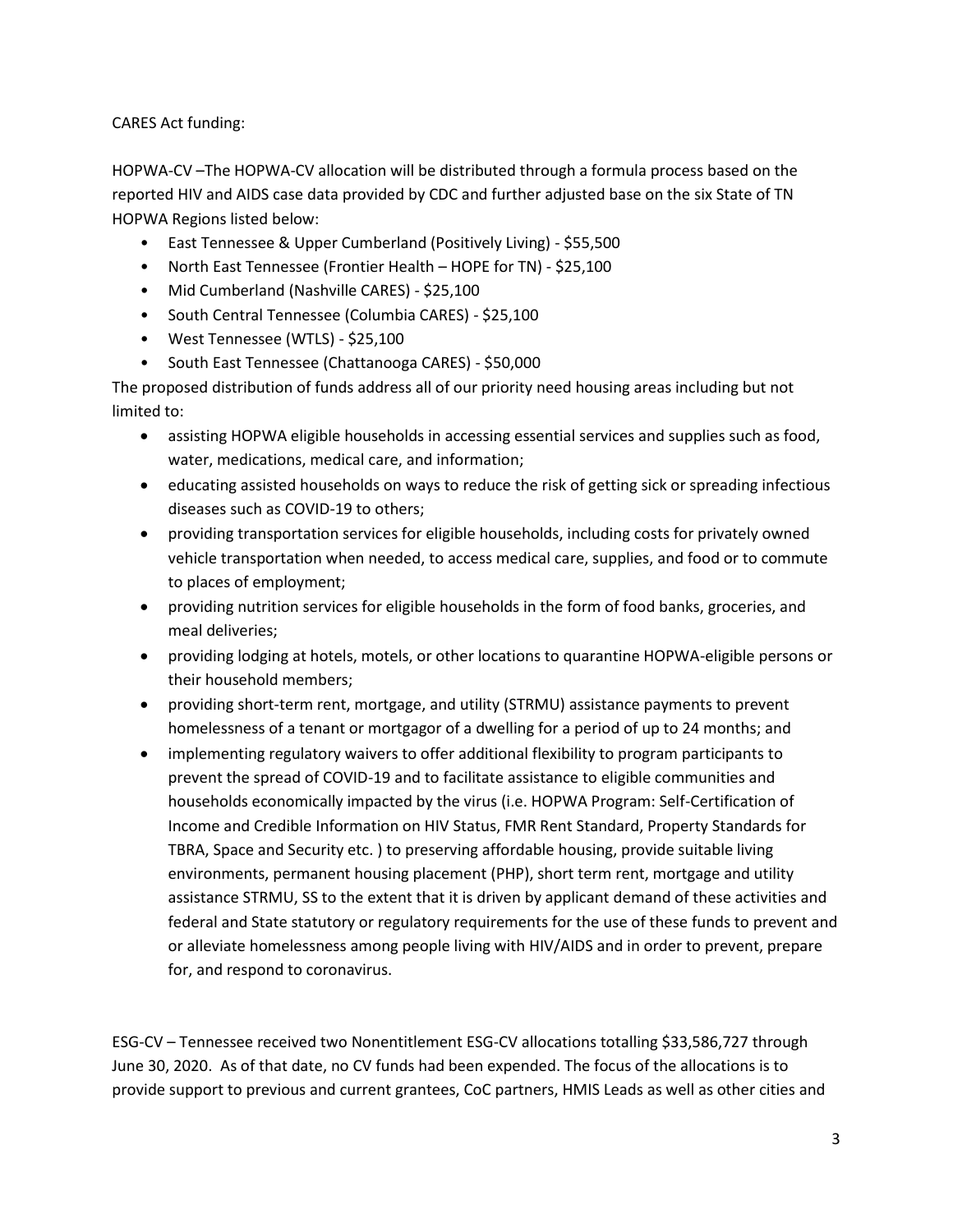CARES Act funding:

HOPWA-CV –The HOPWA-CV allocation will be distributed through a formula process based on the reported HIV and AIDS case data provided by CDC and further adjusted base on the six State of TN HOPWA Regions listed below:

- East Tennessee & Upper Cumberland (Positively Living) - $55,500
- North East Tennessee (Frontier Health – HOPE for TN) - $25,100
- Mid Cumberland (Nashville CARES) - $25,100
- South Central Tennessee (Columbia CARES) - $25,100
- West Tennessee (WTLS) - $25,100
- South East Tennessee (Chattanooga CARES) - $50,000

The proposed distribution of funds address all of our priority need housing areas including but not limited to:

- assisting HOPWA eligible households in accessing essential services and supplies such as food, water, medications, medical care, and information;
- educating assisted households on ways to reduce the risk of getting sick or spreading infectious diseases such as COVID-19 to others;
- providing transportation services for eligible households, including costs for privately owned vehicle transportation when needed, to access medical care, supplies, and food or to commute to places of employment;
- providing nutrition services for eligible households in the form of food banks, groceries, and meal deliveries;
- providing lodging at hotels, motels, or other locations to quarantine HOPWA-eligible persons or their household members;
- providing short-term rent, mortgage, and utility (STRMU) assistance payments to prevent homelessness of a tenant or mortgagor of a dwelling for a period of up to 24 months; and
- implementing regulatory waivers to offer additional flexibility to program participants to prevent the spread of COVID-19 and to facilitate assistance to eligible communities and households economically impacted by the virus (i.e. HOPWA Program: Self-Certification of Income and Credible Information on HIV Status, FMR Rent Standard, Property Standards for TBRA, Space and Security etc. ) to preserving affordable housing, provide suitable living environments, permanent housing placement (PHP), short term rent, mortgage and utility assistance STRMU, SS to the extent that it is driven by applicant demand of these activities and federal and State statutory or regulatory requirements for the use of these funds to prevent and or alleviate homelessness among people living with HIV/AIDS and in order to prevent, prepare for, and respond to coronavirus.

ESG-CV – Tennessee received two Nonentitlement ESG-CV allocations totalling $33,586,727 through June 30, 2020. As of that date, no CV funds had been expended. The focus of the allocations is to provide support to previous and current grantees, CoC partners, HMIS Leads as well as other cities and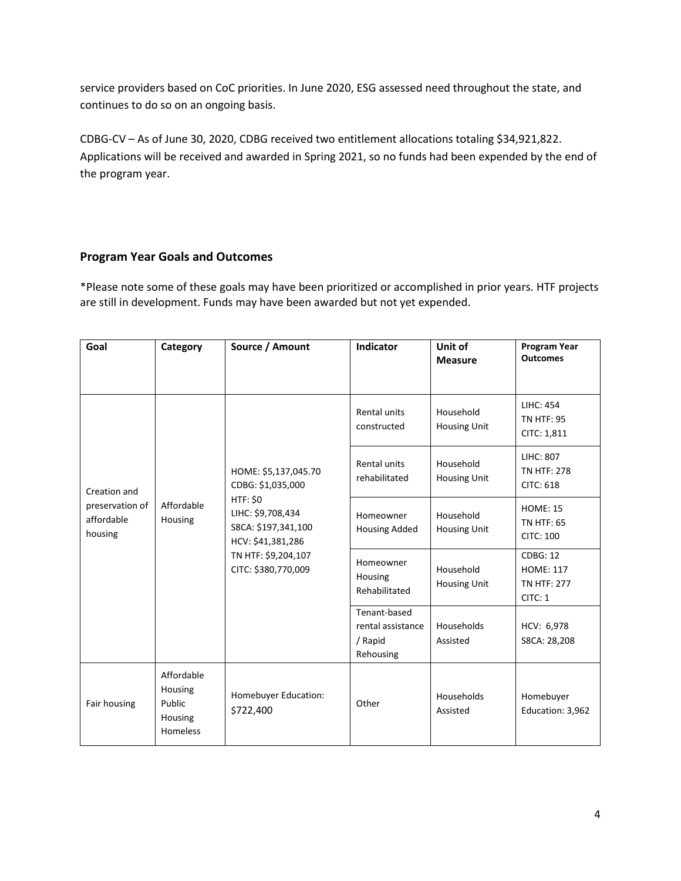service providers based on CoC priorities. In June 2020, ESG assessed need throughout the state, and continues to do so on an ongoing basis.

CDBG-CV – As of June 30, 2020, CDBG received two entitlement allocations totaling $34,921,822. Applications will be received and awarded in Spring 2021, so no funds had been expended by the end of the program year.

## Program Year Goals and Outcomes

*Please note some of these goals may have been prioritized or accomplished in prior years. HTF projects are still in development. Funds may have been awarded but not yet expended.

| Goal | Category | Source / Amount | Indicator | Unit of Measure | Program Year Outcomes |
|---|---|---|---|---|---|
| Creation and preservation of affordable housing | Affordable Housing | HOME: $5,137,045.70<br>CDBG: $1,035,000<br>HTF: $0<br>LIHC: $9,708,434<br>S8CA: $197,341,100<br>HCV: $41,381,286<br>TN HTF: $9,204,107<br>CITC: $380,770,009 | Rental units constructed | Household Housing Unit | LIHC: 454<br>TN HTF: 95<br>CITC: 1,811 |
| | | | Rental units rehabilitated | Household Housing Unit | LIHC: 807<br>TN HTF: 278<br>CITC: 618 |
| | | | Homeowner Housing Added | Household Housing Unit | HOME: 15<br>TN HTF: 65<br>CITC: 100 |
| | | | Homeowner Housing Rehabilitated | Household Housing Unit | CDBG: 12<br>HOME: 117<br>TN HTF: 277<br>CITC: 1 |
| | | | Tenant-based rental assistance / Rapid Rehousing | Households Assisted | HCV: 6,978<br>S8CA: 28,208 |
| Fair housing | Affordable Housing<br>Public Housing<br>Homeless | Homebuyer Education: $722,400 | Other | Households Assisted | Homebuyer Education: 3,962 |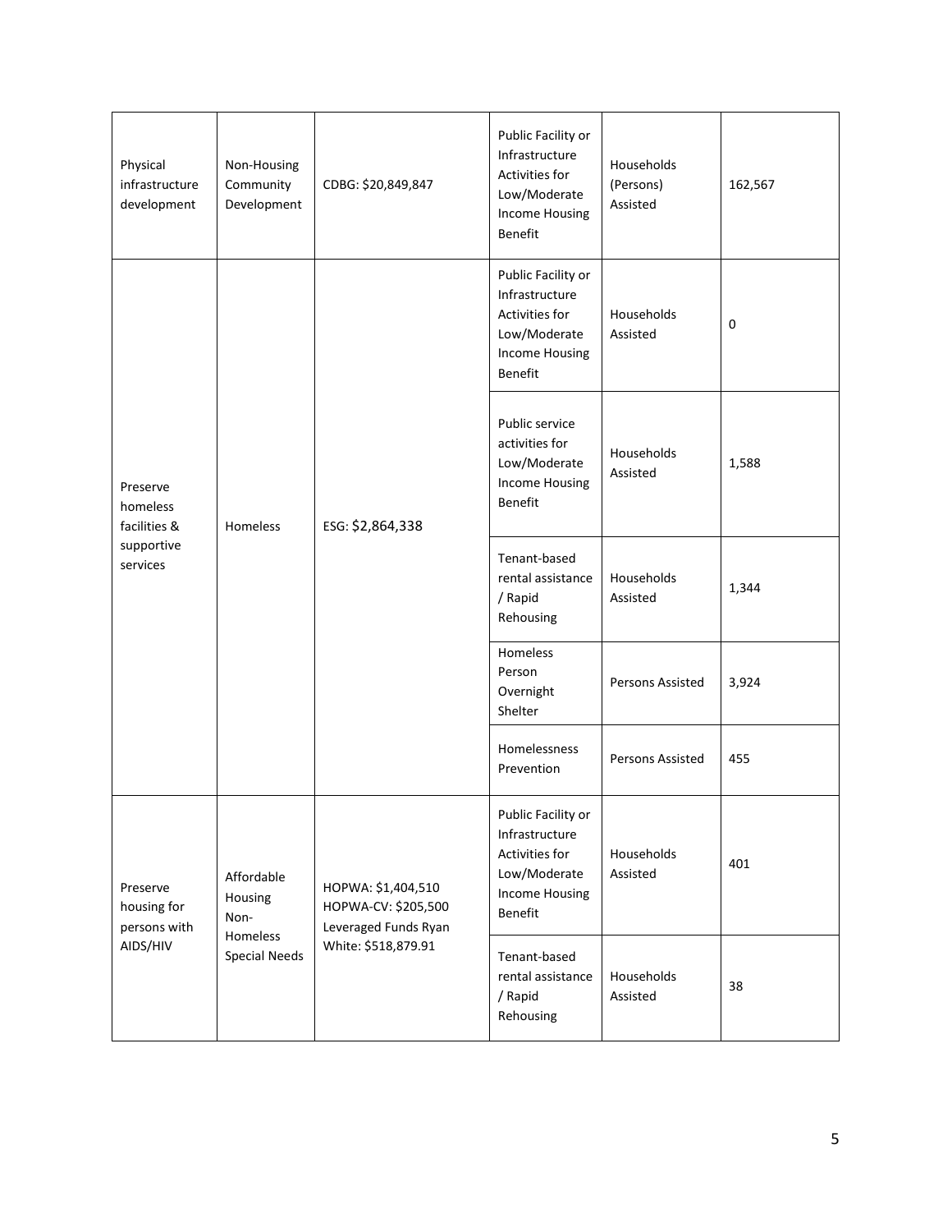| Physical infrastructure development | Non-Housing Community Development | CDBG: $20,849,847 | Public Facility or Infrastructure Activities for Low/Moderate Income Housing Benefit | Households (Persons) Assisted | 162,567 |
|---|---|---|---|---|---|
| Preserve homeless facilities & supportive services | Homeless | ESG: $2,864,338 | Public Facility or Infrastructure Activities for Low/Moderate Income Housing Benefit | Households Assisted | 0 |
| | | | Public service activities for Low/Moderate Income Housing Benefit | Households Assisted | 1,588 |
| | | | Tenant-based rental assistance / Rapid Rehousing | Households Assisted | 1,344 |
| | | | Homeless Person Overnight Shelter | Persons Assisted | 3,924 |
| | | | Homelessness Prevention | Persons Assisted | 455 |
| Preserve housing for persons with AIDS/HIV | Affordable Housing Non-Homeless Special Needs | HOPWA: $1,404,510 HOPWA-CV: $205,500 Leveraged Funds Ryan White: $518,879.91 | Public Facility or Infrastructure Activities for Low/Moderate Income Housing Benefit | Households Assisted | 401 |
| | | | Tenant-based rental assistance / Rapid Rehousing | Households Assisted | 38 |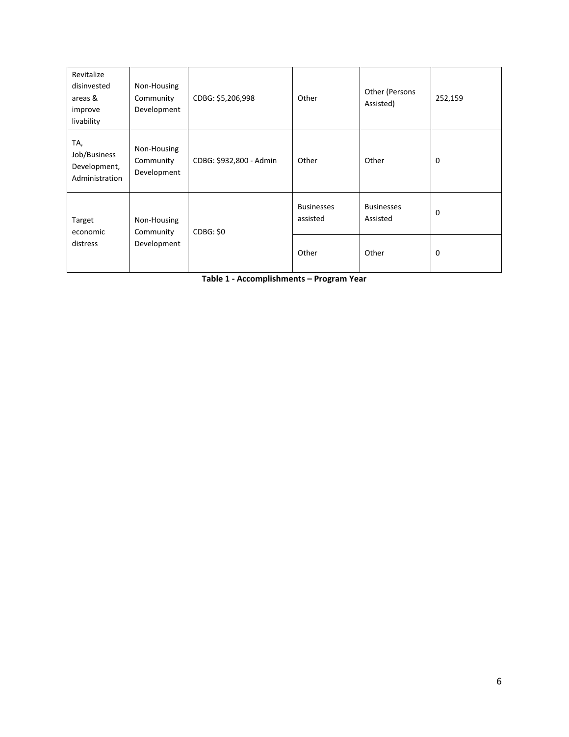| | | | | | |
|---|---|---|---|---|---|
| Revitalize disinvested areas & improve livability | Non-Housing Community Development | CDBG: $5,206,998 | Other | Other (Persons Assisted) | 252,159 |
| TA, Job/Business Development, Administration | Non-Housing Community Development | CDBG: $932,800 - Admin | Other | Other | 0 |
| Target economic distress | Non-Housing Community Development | CDBG: $0 | Businesses assisted | Businesses Assisted | 0 |
| | | | Other | Other | 0 |

**Table 1 - Accomplishments – Program Year**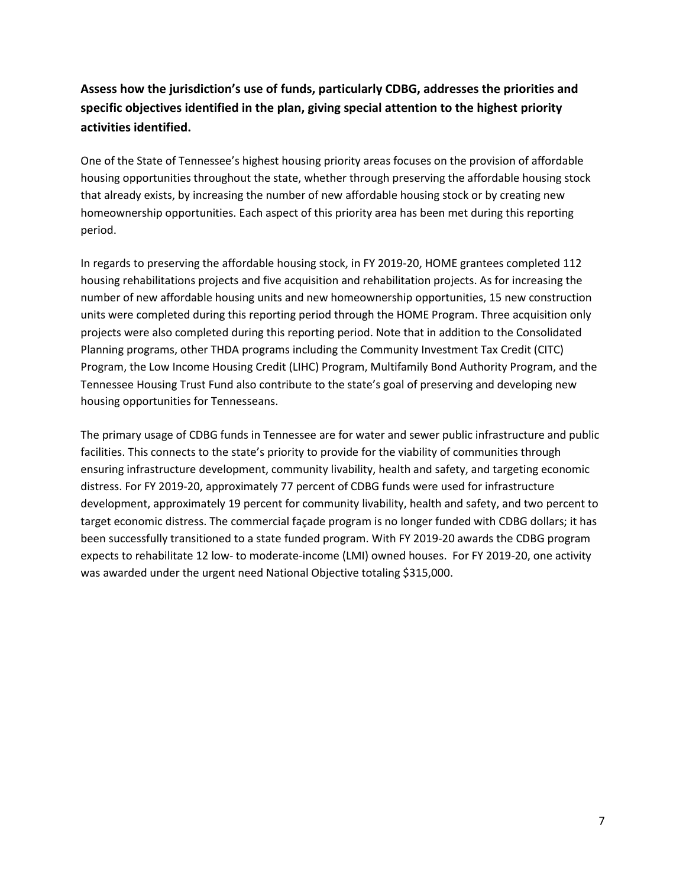**Assess how the jurisdiction's use of funds, particularly CDBG, addresses the priorities and specific objectives identified in the plan, giving special attention to the highest priority activities identified.**

One of the State of Tennessee's highest housing priority areas focuses on the provision of affordable housing opportunities throughout the state, whether through preserving the affordable housing stock that already exists, by increasing the number of new affordable housing stock or by creating new homeownership opportunities. Each aspect of this priority area has been met during this reporting period.

In regards to preserving the affordable housing stock, in FY 2019-20, HOME grantees completed 112 housing rehabilitations projects and five acquisition and rehabilitation projects. As for increasing the number of new affordable housing units and new homeownership opportunities, 15 new construction units were completed during this reporting period through the HOME Program. Three acquisition only projects were also completed during this reporting period. Note that in addition to the Consolidated Planning programs, other THDA programs including the Community Investment Tax Credit (CITC) Program, the Low Income Housing Credit (LIHC) Program, Multifamily Bond Authority Program, and the Tennessee Housing Trust Fund also contribute to the state's goal of preserving and developing new housing opportunities for Tennesseans.

The primary usage of CDBG funds in Tennessee are for water and sewer public infrastructure and public facilities. This connects to the state's priority to provide for the viability of communities through ensuring infrastructure development, community livability, health and safety, and targeting economic distress. For FY 2019-20, approximately 77 percent of CDBG funds were used for infrastructure development, approximately 19 percent for community livability, health and safety, and two percent to target economic distress. The commercial façade program is no longer funded with CDBG dollars; it has been successfully transitioned to a state funded program. With FY 2019-20 awards the CDBG program expects to rehabilitate 12 low- to moderate-income (LMI) owned houses. For FY 2019-20, one activity was awarded under the urgent need National Objective totaling $315,000.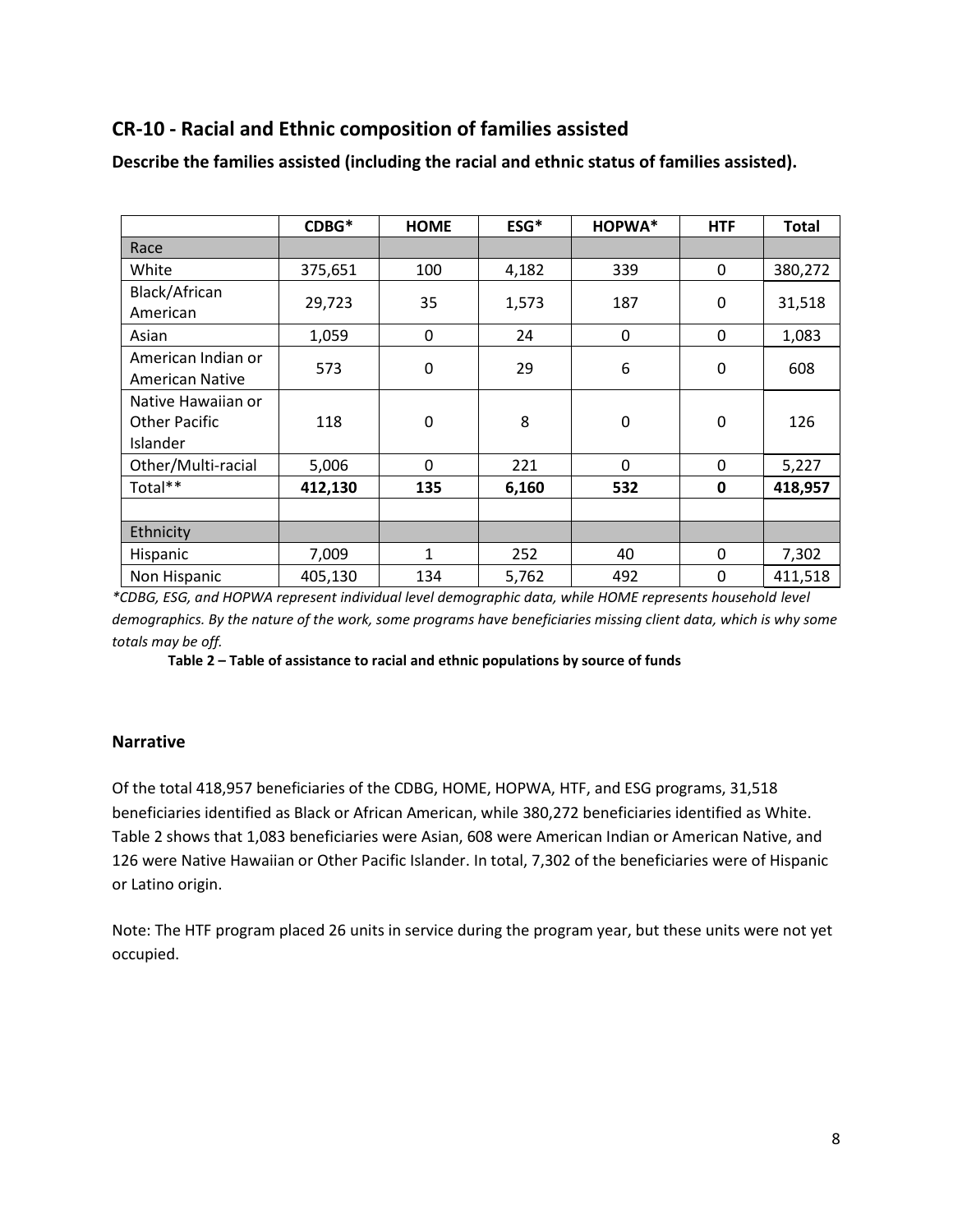## CR-10 - Racial and Ethnic composition of families assisted

**Describe the families assisted (including the racial and ethnic status of families assisted).**

| | CDBG* | HOME | ESG* | HOPWA* | HTF | Total |
|---|---|---|---|---|---|---|
| Race | | | | | | |
| White | 375,651 | 100 | 4,182 | 339 | 0 | 380,272 |
| Black/African American | 29,723 | 35 | 1,573 | 187 | 0 | 31,518 |
| Asian | 1,059 | 0 | 24 | 0 | 0 | 1,083 |
| American Indian or American Native | 573 | 0 | 29 | 6 | 0 | 608 |
| Native Hawaiian or Other Pacific Islander | 118 | 0 | 8 | 0 | 0 | 126 |
| Other/Multi-racial | 5,006 | 0 | 221 | 0 | 0 | 5,227 |
| Total** | **412,130** | **135** | **6,160** | **532** | **0** | **418,957** |
| | | | | | | |
| Ethnicity | | | | | | |
| Hispanic | 7,009 | 1 | 252 | 40 | 0 | 7,302 |
| Non Hispanic | 405,130 | 134 | 5,762 | 492 | 0 | 411,518 |

*\*CDBG, ESG, and HOPWA represent individual level demographic data, while HOME represents household level demographics. By the nature of the work, some programs have beneficiaries missing client data, which is why some totals may be off.*

**Table 2 – Table of assistance to racial and ethnic populations by source of funds**

### Narrative

Of the total 418,957 beneficiaries of the CDBG, HOME, HOPWA, HTF, and ESG programs, 31,518 beneficiaries identified as Black or African American, while 380,272 beneficiaries identified as White. Table 2 shows that 1,083 beneficiaries were Asian, 608 were American Indian or American Native, and 126 were Native Hawaiian or Other Pacific Islander. In total, 7,302 of the beneficiaries were of Hispanic or Latino origin.

Note: The HTF program placed 26 units in service during the program year, but these units were not yet occupied.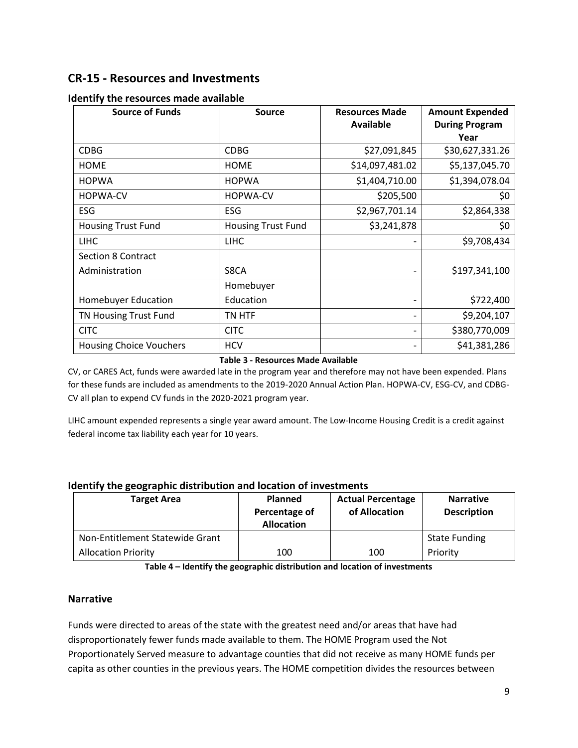## CR-15 - Resources and Investments

### Identify the resources made available

| Source of Funds | Source | Resources Made Available | Amount Expended During Program Year |
|---|---|---|---|
| CDBG | CDBG | $27,091,845 | $30,627,331.26 |
| HOME | HOME | $14,097,481.02 | $5,137,045.70 |
| HOPWA | HOPWA | $1,404,710.00 | $1,394,078.04 |
| HOPWA-CV | HOPWA-CV | $205,500 | $0 |
| ESG | ESG | $2,967,701.14 | $2,864,338 |
| Housing Trust Fund | Housing Trust Fund | $3,241,878 | $0 |
| LIHC | LIHC | - | $9,708,434 |
| Section 8 Contract Administration | S8CA | - | $197,341,100 |
| Homebuyer Education | Homebuyer Education | - | $722,400 |
| TN Housing Trust Fund | TN HTF | - | $9,204,107 |
| CITC | CITC | - | $380,770,009 |
| Housing Choice Vouchers | HCV | - | $41,381,286 |

**Table 3 - Resources Made Available**

CV, or CARES Act, funds were awarded late in the program year and therefore may not have been expended. Plans for these funds are included as amendments to the 2019-2020 Annual Action Plan. HOPWA-CV, ESG-CV, and CDBG-CV all plan to expend CV funds in the 2020-2021 program year.

LIHC amount expended represents a single year award amount. The Low-Income Housing Credit is a credit against federal income tax liability each year for 10 years.

### Identify the geographic distribution and location of investments

| Target Area | Planned Percentage of Allocation | Actual Percentage of Allocation | Narrative Description |
|---|---|---|---|
| Non-Entitlement Statewide Grant Allocation Priority | 100 | 100 | State Funding Priority |

**Table 4 – Identify the geographic distribution and location of investments**

### Narrative

Funds were directed to areas of the state with the greatest need and/or areas that have had disproportionately fewer funds made available to them. The HOME Program used the Not Proportionately Served measure to advantage counties that did not receive as many HOME funds per capita as other counties in the previous years. The HOME competition divides the resources between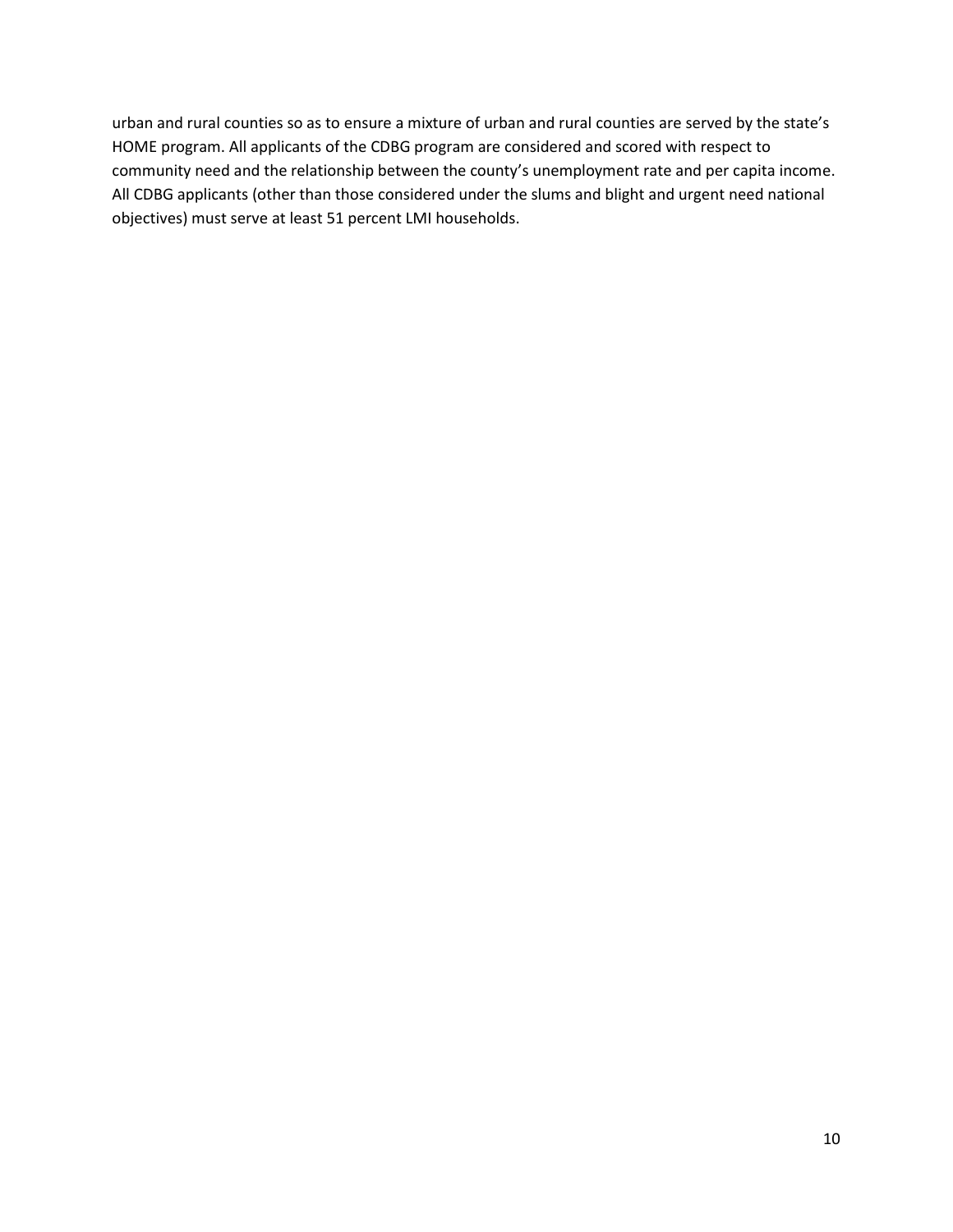urban and rural counties so as to ensure a mixture of urban and rural counties are served by the state's HOME program. All applicants of the CDBG program are considered and scored with respect to community need and the relationship between the county's unemployment rate and per capita income. All CDBG applicants (other than those considered under the slums and blight and urgent need national objectives) must serve at least 51 percent LMI households.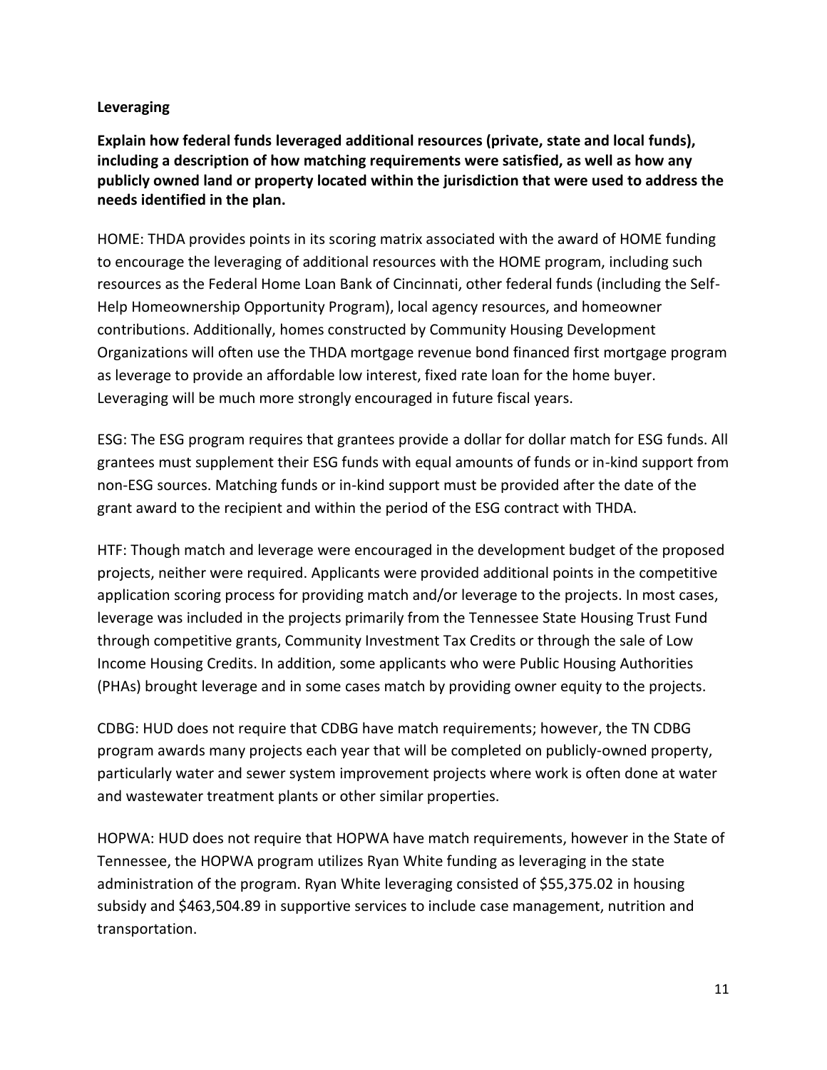**Leveraging**

**Explain how federal funds leveraged additional resources (private, state and local funds), including a description of how matching requirements were satisfied, as well as how any publicly owned land or property located within the jurisdiction that were used to address the needs identified in the plan.**

HOME: THDA provides points in its scoring matrix associated with the award of HOME funding to encourage the leveraging of additional resources with the HOME program, including such resources as the Federal Home Loan Bank of Cincinnati, other federal funds (including the Self-Help Homeownership Opportunity Program), local agency resources, and homeowner contributions. Additionally, homes constructed by Community Housing Development Organizations will often use the THDA mortgage revenue bond financed first mortgage program as leverage to provide an affordable low interest, fixed rate loan for the home buyer. Leveraging will be much more strongly encouraged in future fiscal years.

ESG: The ESG program requires that grantees provide a dollar for dollar match for ESG funds. All grantees must supplement their ESG funds with equal amounts of funds or in-kind support from non-ESG sources. Matching funds or in-kind support must be provided after the date of the grant award to the recipient and within the period of the ESG contract with THDA.

HTF: Though match and leverage were encouraged in the development budget of the proposed projects, neither were required. Applicants were provided additional points in the competitive application scoring process for providing match and/or leverage to the projects. In most cases, leverage was included in the projects primarily from the Tennessee State Housing Trust Fund through competitive grants, Community Investment Tax Credits or through the sale of Low Income Housing Credits. In addition, some applicants who were Public Housing Authorities (PHAs) brought leverage and in some cases match by providing owner equity to the projects.

CDBG: HUD does not require that CDBG have match requirements; however, the TN CDBG program awards many projects each year that will be completed on publicly-owned property, particularly water and sewer system improvement projects where work is often done at water and wastewater treatment plants or other similar properties.

HOPWA: HUD does not require that HOPWA have match requirements, however in the State of Tennessee, the HOPWA program utilizes Ryan White funding as leveraging in the state administration of the program. Ryan White leveraging consisted of $55,375.02 in housing subsidy and $463,504.89 in supportive services to include case management, nutrition and transportation.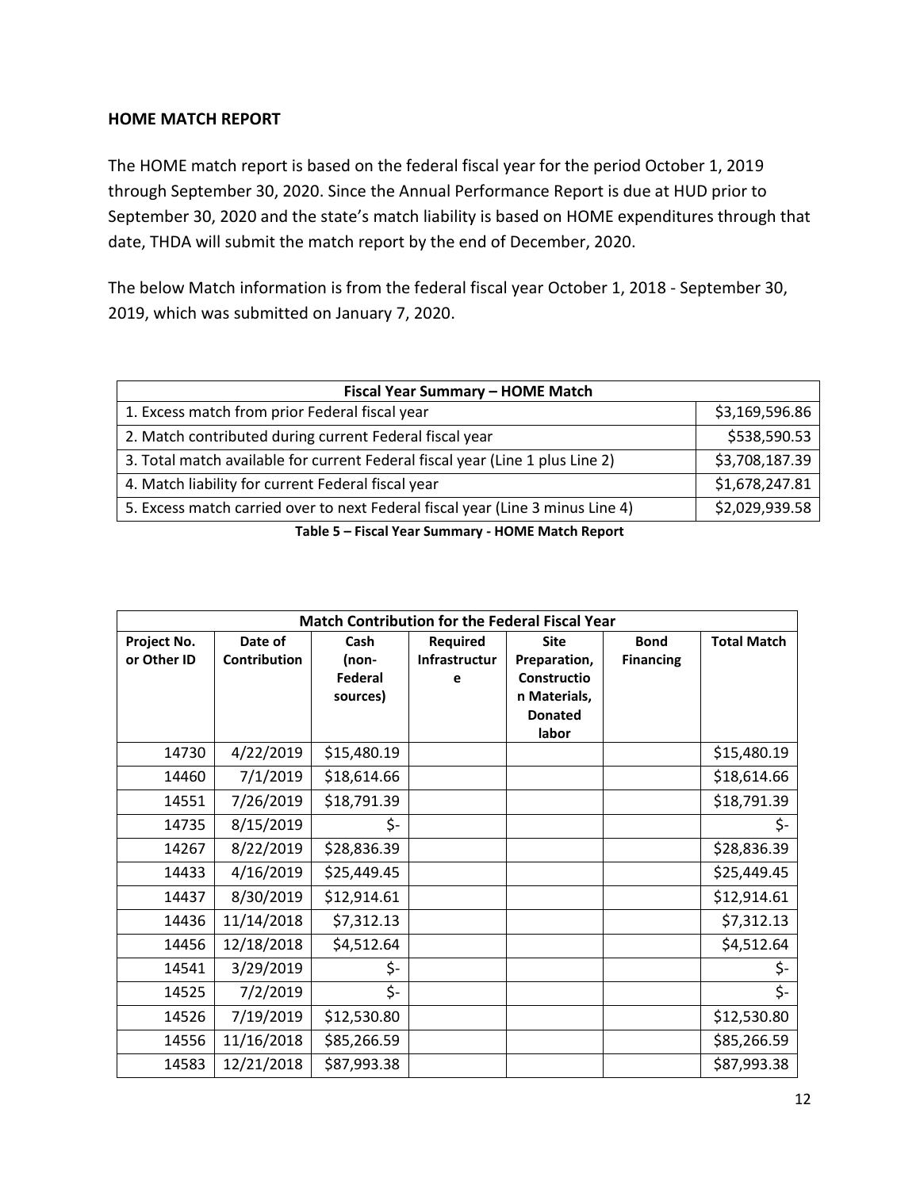### HOME MATCH REPORT

The HOME match report is based on the federal fiscal year for the period October 1, 2019 through September 30, 2020. Since the Annual Performance Report is due at HUD prior to September 30, 2020 and the state's match liability is based on HOME expenditures through that date, THDA will submit the match report by the end of December, 2020.

The below Match information is from the federal fiscal year October 1, 2018 - September 30, 2019, which was submitted on January 7, 2020.

| Fiscal Year Summary – HOME Match | |
|---|---|
| 1. Excess match from prior Federal fiscal year | $3,169,596.86 |
| 2. Match contributed during current Federal fiscal year | $538,590.53 |
| 3. Total match available for current Federal fiscal year (Line 1 plus Line 2) | $3,708,187.39 |
| 4. Match liability for current Federal fiscal year | $1,678,247.81 |
| 5. Excess match carried over to next Federal fiscal year (Line 3 minus Line 4) | $2,029,939.58 |

**Table 5 – Fiscal Year Summary - HOME Match Report**

| Match Contribution for the Federal Fiscal Year | | | | | | |
|---|---|---|---|---|---|---|
| **Project No. or Other ID** | **Date of Contribution** | **Cash (non-Federal sources)** | **Required Infrastructure** | **Site Preparation, Construction Materials, Donated labor** | **Bond Financing** | **Total Match** |
| 14730 | 4/22/2019 | $15,480.19 | | | | $15,480.19 |
| 14460 | 7/1/2019 | $18,614.66 | | | | $18,614.66 |
| 14551 | 7/26/2019 | $18,791.39 | | | | $18,791.39 |
| 14735 | 8/15/2019 | $- | | | | $- |
| 14267 | 8/22/2019 | $28,836.39 | | | | $28,836.39 |
| 14433 | 4/16/2019 | $25,449.45 | | | | $25,449.45 |
| 14437 | 8/30/2019 | $12,914.61 | | | | $12,914.61 |
| 14436 | 11/14/2018 | $7,312.13 | | | | $7,312.13 |
| 14456 | 12/18/2018 | $4,512.64 | | | | $4,512.64 |
| 14541 | 3/29/2019 | $- | | | | $- |
| 14525 | 7/2/2019 | $- | | | | $- |
| 14526 | 7/19/2019 | $12,530.80 | | | | $12,530.80 |
| 14556 | 11/16/2018 | $85,266.59 | | | | $85,266.59 |
| 14583 | 12/21/2018 | $87,993.38 | | | | $87,993.38 |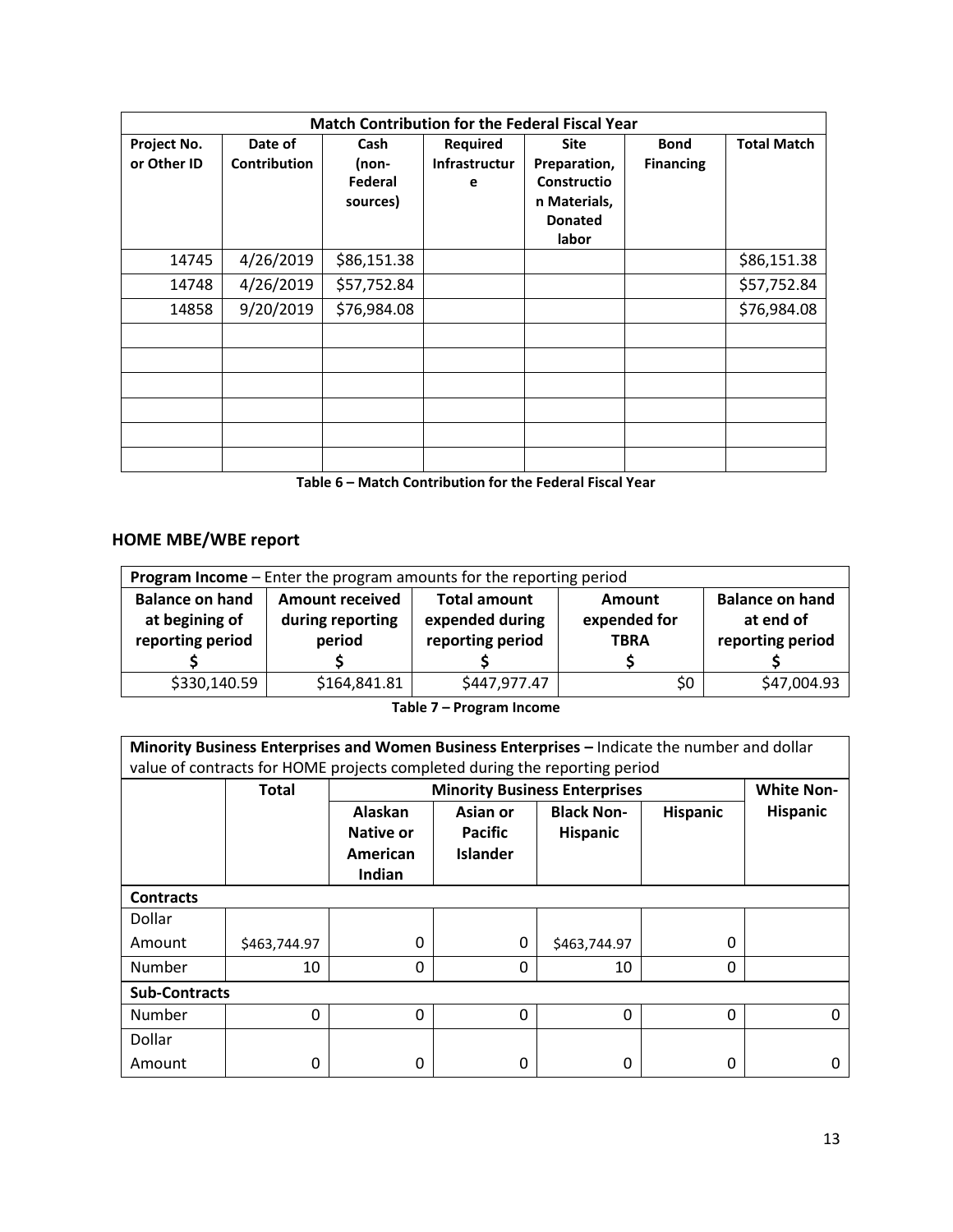| Match Contribution for the Federal Fiscal Year | | | | | | |
|---|---|---|---|---|---|---|
| Project No. or Other ID | Date of Contribution | Cash (non-Federal sources) | Required Infrastructure | Site Preparation, Construction Materials, Donated labor | Bond Financing | Total Match |
| 14745 | 4/26/2019 | $86,151.38 | | | | $86,151.38 |
| 14748 | 4/26/2019 | $57,752.84 | | | | $57,752.84 |
| 14858 | 9/20/2019 | $76,984.08 | | | | $76,984.08 |
| | | | | | | |
| | | | | | | |
| | | | | | | |
| | | | | | | |
| | | | | | | |
| | | | | | | |

**Table 6 – Match Contribution for the Federal Fiscal Year**

## HOME MBE/WBE report

| **Program Income** – Enter the program amounts for the reporting period | | | | |
|---|---|---|---|---|
| Balance on hand at begining of reporting period $ | Amount received during reporting period $ | Total amount expended during reporting period $ | Amount expended for TBRA $ | Balance on hand at end of reporting period $ |
| $330,140.59 | $164,841.81 | $447,977.47 | $0 | $47,004.93 |

**Table 7 – Program Income**

| **Minority Business Enterprises and Women Business Enterprises** – Indicate the number and dollar value of contracts for HOME projects completed during the reporting period | | | | | | |
|---|---|---|---|---|---|---|
| | Total | Minority Business Enterprises | | | | White Non-Hispanic |
| | | Alaskan Native or American Indian | Asian or Pacific Islander | Black Non-Hispanic | Hispanic | |
| **Contracts** | | | | | | |
| Dollar Amount | $463,744.97 | 0 | 0 | $463,744.97 | 0 | |
| Number | 10 | 0 | 0 | 10 | 0 | |
| **Sub-Contracts** | | | | | | |
| Number | 0 | 0 | 0 | 0 | 0 | 0 |
| Dollar Amount | 0 | 0 | 0 | 0 | 0 | 0 |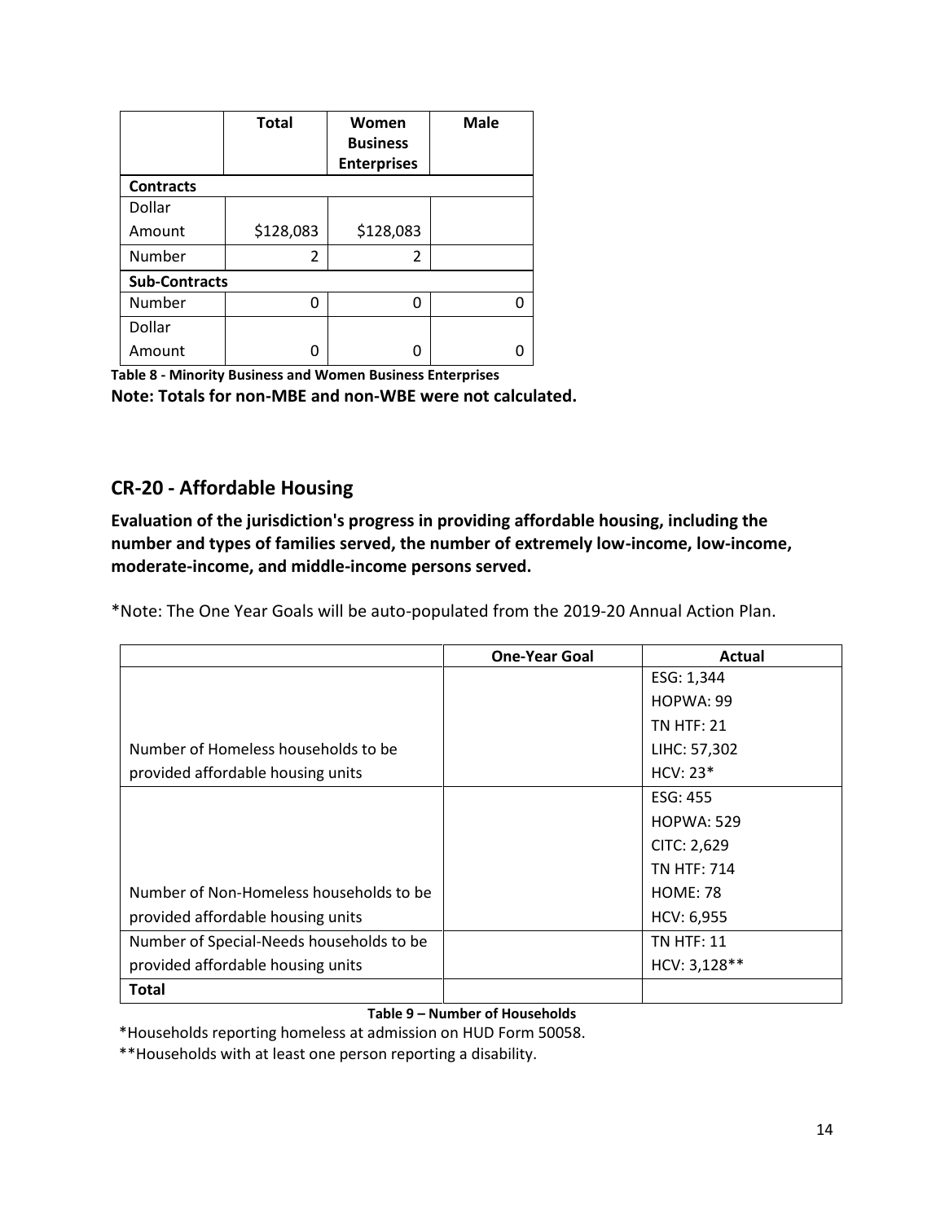| | Total | Women Business Enterprises | Male |
|---|---|---|---|
| **Contracts** | | | |
| Dollar Amount | $128,083 | $128,083 | |
| Number | 2 | 2 | |
| **Sub-Contracts** | | | |
| Number | 0 | 0 | 0 |
| Dollar Amount | 0 | 0 | 0 |

**Table 8 - Minority Business and Women Business Enterprises**

**Note: Totals for non-MBE and non-WBE were not calculated.**

## CR-20 - Affordable Housing

**Evaluation of the jurisdiction's progress in providing affordable housing, including the number and types of families served, the number of extremely low-income, low-income, moderate-income, and middle-income persons served.**

*Note: The One Year Goals will be auto-populated from the 2019-20 Annual Action Plan.

| | One-Year Goal | Actual |
|---|---|---|
| Number of Homeless households to be provided affordable housing units | | ESG: 1,344<br>HOPWA: 99<br>TN HTF: 21<br>LIHC: 57,302<br>HCV: 23* |
| Number of Non-Homeless households to be provided affordable housing units | | ESG: 455<br>HOPWA: 529<br>CITC: 2,629<br>TN HTF: 714<br>HOME: 78<br>HCV: 6,955 |
| Number of Special-Needs households to be provided affordable housing units | | TN HTF: 11<br>HCV: 3,128** |
| **Total** | | |

**Table 9 – Number of Households**

*Households reporting homeless at admission on HUD Form 50058.

**Households with at least one person reporting a disability.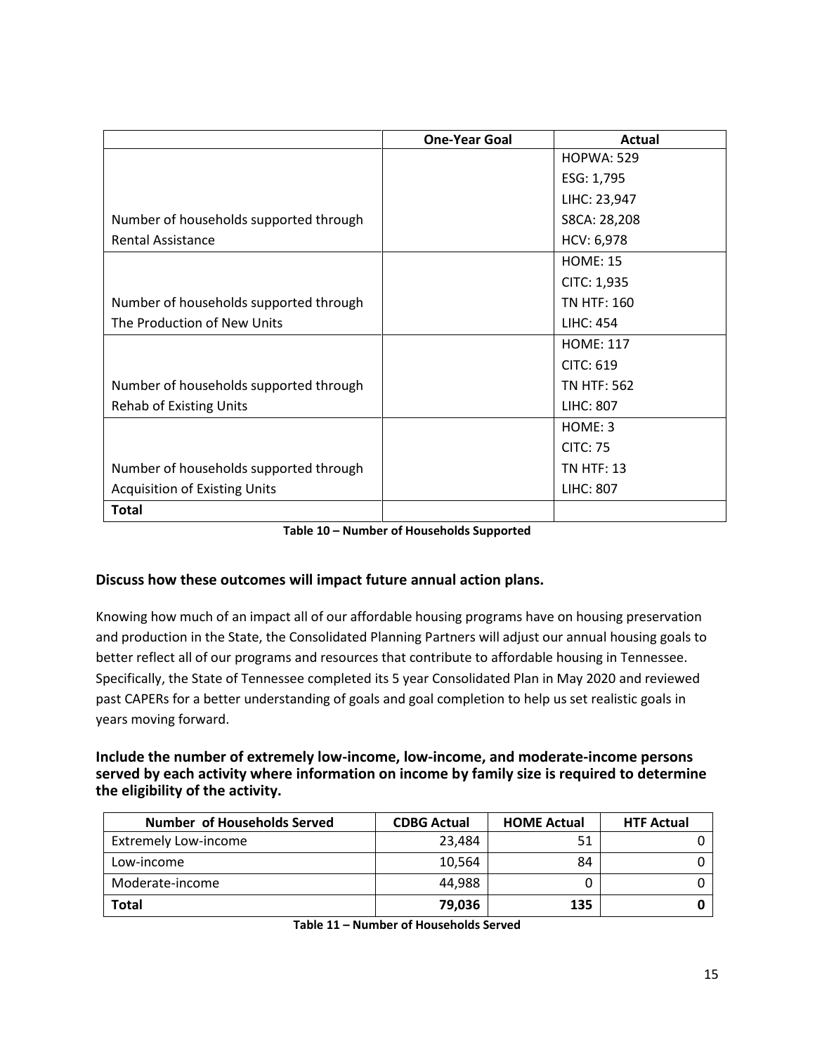|  | One-Year Goal | Actual |
| --- | --- | --- |
| Number of households supported through Rental Assistance |  | HOPWA: 529<br>ESG: 1,795<br>LIHC: 23,947<br>S8CA: 28,208<br>HCV: 6,978 |
| Number of households supported through The Production of New Units |  | HOME: 15<br>CITC: 1,935<br>TN HTF: 160<br>LIHC: 454 |
| Number of households supported through Rehab of Existing Units |  | HOME: 117<br>CITC: 619<br>TN HTF: 562<br>LIHC: 807 |
| Number of households supported through Acquisition of Existing Units |  | HOME: 3<br>CITC: 75<br>TN HTF: 13<br>LIHC: 807 |
| **Total** |  |  |

**Table 10 – Number of Households Supported**

### Discuss how these outcomes will impact future annual action plans.

Knowing how much of an impact all of our affordable housing programs have on housing preservation and production in the State, the Consolidated Planning Partners will adjust our annual housing goals to better reflect all of our programs and resources that contribute to affordable housing in Tennessee. Specifically, the State of Tennessee completed its 5 year Consolidated Plan in May 2020 and reviewed past CAPERs for a better understanding of goals and goal completion to help us set realistic goals in years moving forward.

### Include the number of extremely low-income, low-income, and moderate-income persons served by each activity where information on income by family size is required to determine the eligibility of the activity.

| Number of Households Served | CDBG Actual | HOME Actual | HTF Actual |
| --- | --- | --- | --- |
| Extremely Low-income | 23,484 | 51 | 0 |
| Low-income | 10,564 | 84 | 0 |
| Moderate-income | 44,988 | 0 | 0 |
| **Total** | **79,036** | **135** | **0** |

**Table 11 – Number of Households Served**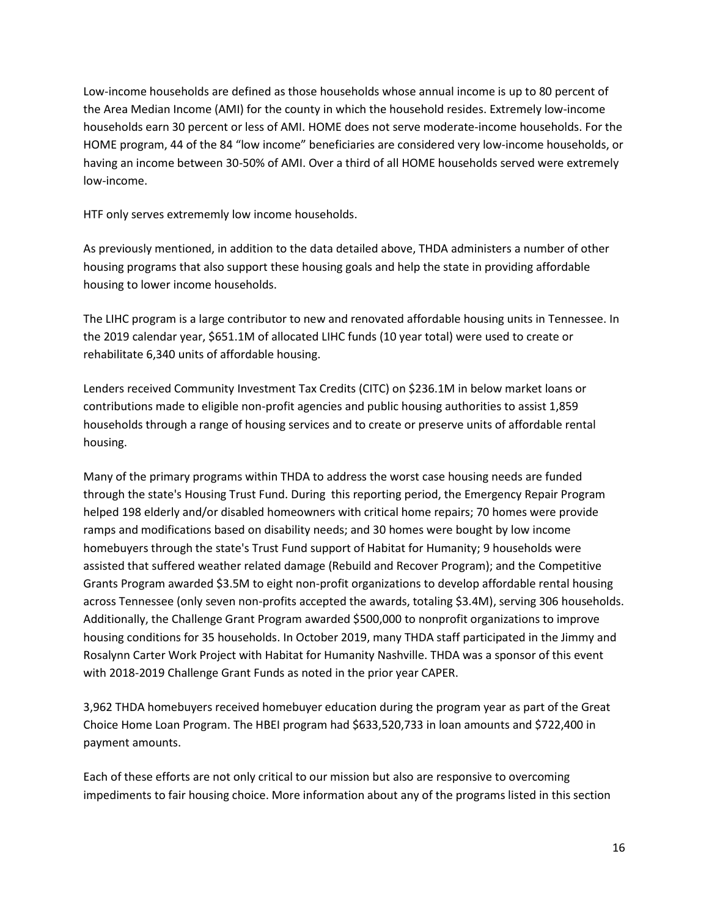Low-income households are defined as those households whose annual income is up to 80 percent of the Area Median Income (AMI) for the county in which the household resides. Extremely low-income households earn 30 percent or less of AMI. HOME does not serve moderate-income households. For the HOME program, 44 of the 84 "low income" beneficiaries are considered very low-income households, or having an income between 30-50% of AMI. Over a third of all HOME households served were extremely low-income.

HTF only serves extrememly low income households.

As previously mentioned, in addition to the data detailed above, THDA administers a number of other housing programs that also support these housing goals and help the state in providing affordable housing to lower income households.

The LIHC program is a large contributor to new and renovated affordable housing units in Tennessee. In the 2019 calendar year, $651.1M of allocated LIHC funds (10 year total) were used to create or rehabilitate 6,340 units of affordable housing.

Lenders received Community Investment Tax Credits (CITC) on $236.1M in below market loans or contributions made to eligible non-profit agencies and public housing authorities to assist 1,859 households through a range of housing services and to create or preserve units of affordable rental housing.

Many of the primary programs within THDA to address the worst case housing needs are funded through the state's Housing Trust Fund. During this reporting period, the Emergency Repair Program helped 198 elderly and/or disabled homeowners with critical home repairs; 70 homes were provide ramps and modifications based on disability needs; and 30 homes were bought by low income homebuyers through the state's Trust Fund support of Habitat for Humanity; 9 households were assisted that suffered weather related damage (Rebuild and Recover Program); and the Competitive Grants Program awarded $3.5M to eight non-profit organizations to develop affordable rental housing across Tennessee (only seven non-profits accepted the awards, totaling $3.4M), serving 306 households. Additionally, the Challenge Grant Program awarded $500,000 to nonprofit organizations to improve housing conditions for 35 households. In October 2019, many THDA staff participated in the Jimmy and Rosalynn Carter Work Project with Habitat for Humanity Nashville. THDA was a sponsor of this event with 2018-2019 Challenge Grant Funds as noted in the prior year CAPER.

3,962 THDA homebuyers received homebuyer education during the program year as part of the Great Choice Home Loan Program. The HBEI program had $633,520,733 in loan amounts and $722,400 in payment amounts.

Each of these efforts are not only critical to our mission but also are responsive to overcoming impediments to fair housing choice. More information about any of the programs listed in this section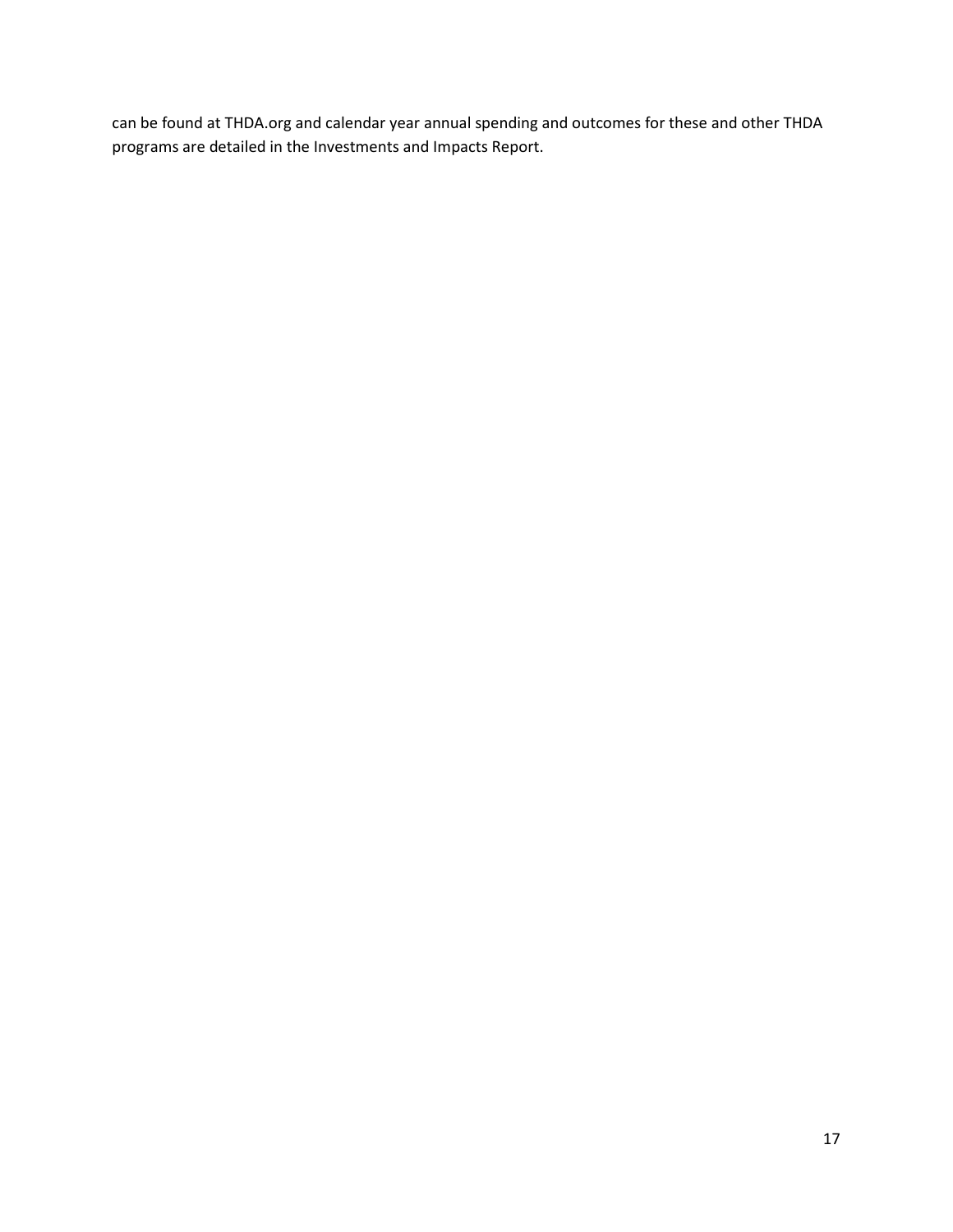can be found at THDA.org and calendar year annual spending and outcomes for these and other THDA programs are detailed in the Investments and Impacts Report.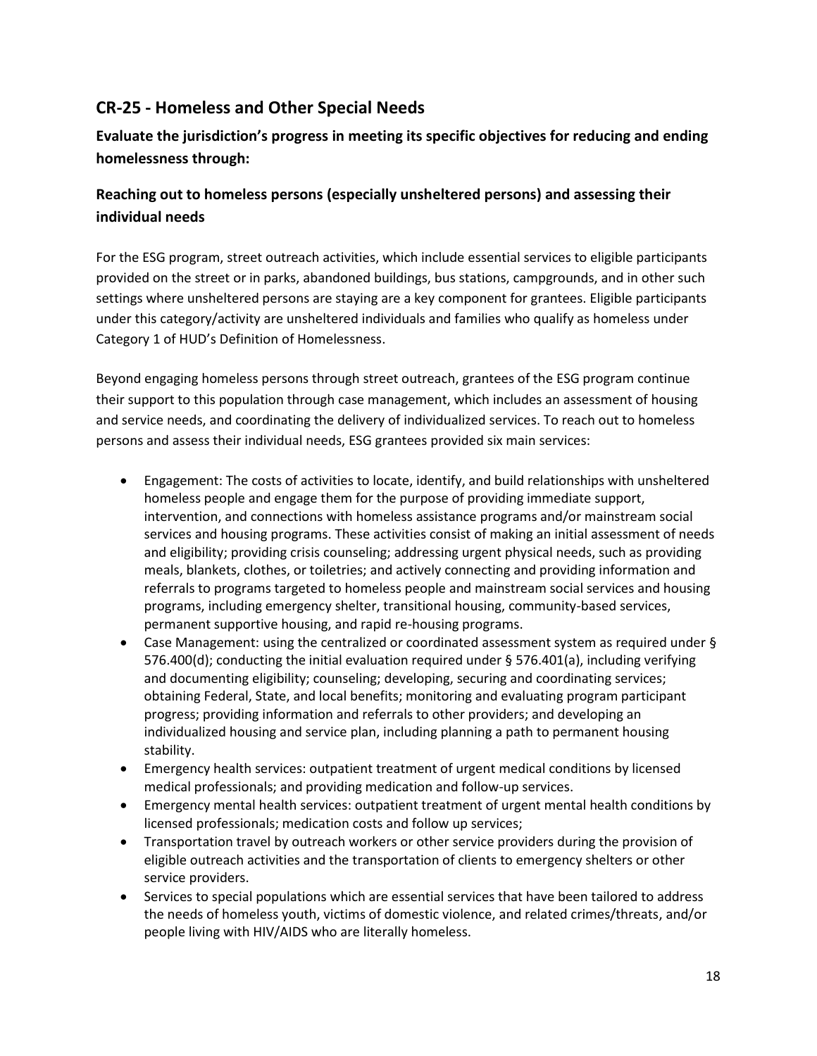## CR-25 - Homeless and Other Special Needs

### Evaluate the jurisdiction's progress in meeting its specific objectives for reducing and ending homelessness through:

### Reaching out to homeless persons (especially unsheltered persons) and assessing their individual needs

For the ESG program, street outreach activities, which include essential services to eligible participants provided on the street or in parks, abandoned buildings, bus stations, campgrounds, and in other such settings where unsheltered persons are staying are a key component for grantees. Eligible participants under this category/activity are unsheltered individuals and families who qualify as homeless under Category 1 of HUD's Definition of Homelessness.

Beyond engaging homeless persons through street outreach, grantees of the ESG program continue their support to this population through case management, which includes an assessment of housing and service needs, and coordinating the delivery of individualized services. To reach out to homeless persons and assess their individual needs, ESG grantees provided six main services:

- Engagement: The costs of activities to locate, identify, and build relationships with unsheltered homeless people and engage them for the purpose of providing immediate support, intervention, and connections with homeless assistance programs and/or mainstream social services and housing programs. These activities consist of making an initial assessment of needs and eligibility; providing crisis counseling; addressing urgent physical needs, such as providing meals, blankets, clothes, or toiletries; and actively connecting and providing information and referrals to programs targeted to homeless people and mainstream social services and housing programs, including emergency shelter, transitional housing, community-based services, permanent supportive housing, and rapid re-housing programs.
- Case Management: using the centralized or coordinated assessment system as required under § 576.400(d); conducting the initial evaluation required under § 576.401(a), including verifying and documenting eligibility; counseling; developing, securing and coordinating services; obtaining Federal, State, and local benefits; monitoring and evaluating program participant progress; providing information and referrals to other providers; and developing an individualized housing and service plan, including planning a path to permanent housing stability.
- Emergency health services: outpatient treatment of urgent medical conditions by licensed medical professionals; and providing medication and follow-up services.
- Emergency mental health services: outpatient treatment of urgent mental health conditions by licensed professionals; medication costs and follow up services;
- Transportation travel by outreach workers or other service providers during the provision of eligible outreach activities and the transportation of clients to emergency shelters or other service providers.
- Services to special populations which are essential services that have been tailored to address the needs of homeless youth, victims of domestic violence, and related crimes/threats, and/or people living with HIV/AIDS who are literally homeless.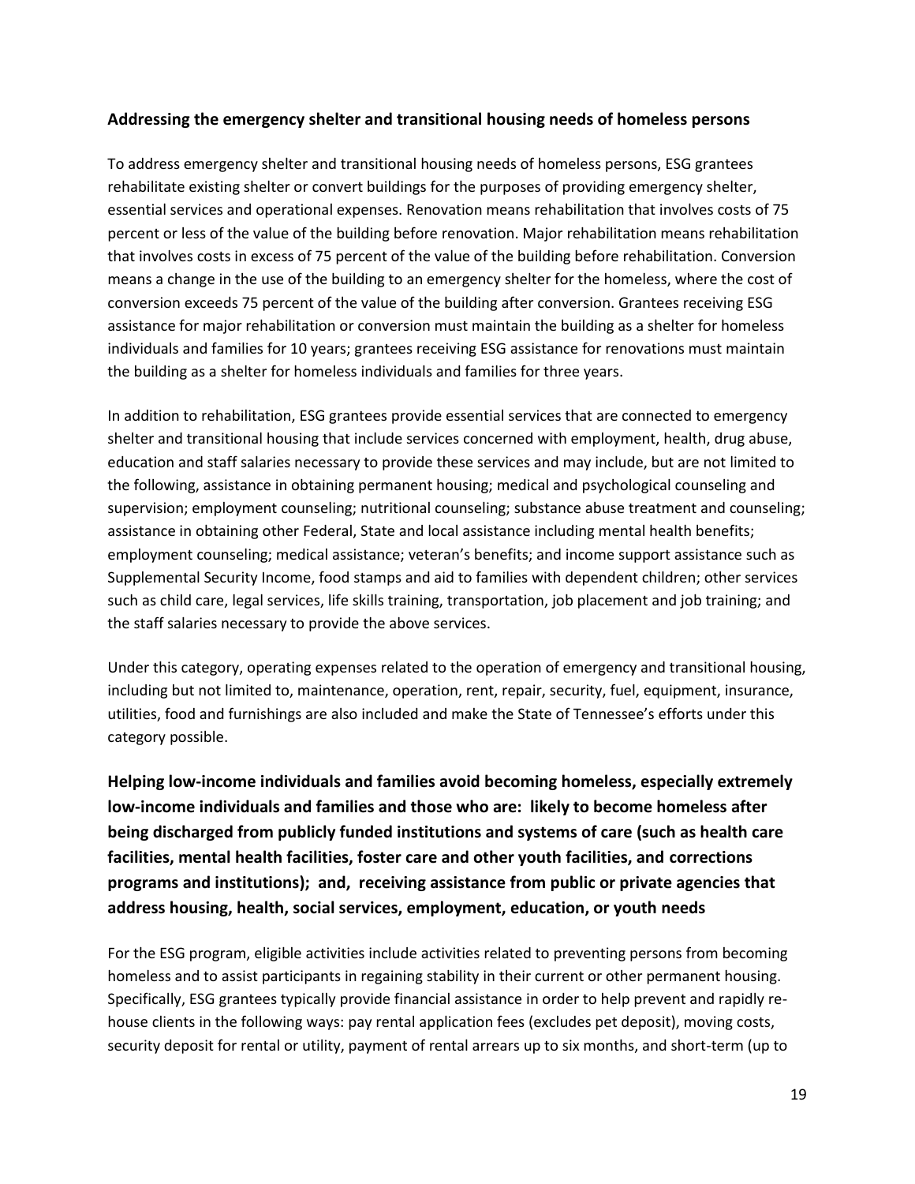**Addressing the emergency shelter and transitional housing needs of homeless persons**

To address emergency shelter and transitional housing needs of homeless persons, ESG grantees rehabilitate existing shelter or convert buildings for the purposes of providing emergency shelter, essential services and operational expenses. Renovation means rehabilitation that involves costs of 75 percent or less of the value of the building before renovation. Major rehabilitation means rehabilitation that involves costs in excess of 75 percent of the value of the building before rehabilitation. Conversion means a change in the use of the building to an emergency shelter for the homeless, where the cost of conversion exceeds 75 percent of the value of the building after conversion. Grantees receiving ESG assistance for major rehabilitation or conversion must maintain the building as a shelter for homeless individuals and families for 10 years; grantees receiving ESG assistance for renovations must maintain the building as a shelter for homeless individuals and families for three years.

In addition to rehabilitation, ESG grantees provide essential services that are connected to emergency shelter and transitional housing that include services concerned with employment, health, drug abuse, education and staff salaries necessary to provide these services and may include, but are not limited to the following, assistance in obtaining permanent housing; medical and psychological counseling and supervision; employment counseling; nutritional counseling; substance abuse treatment and counseling; assistance in obtaining other Federal, State and local assistance including mental health benefits; employment counseling; medical assistance; veteran's benefits; and income support assistance such as Supplemental Security Income, food stamps and aid to families with dependent children; other services such as child care, legal services, life skills training, transportation, job placement and job training; and the staff salaries necessary to provide the above services.

Under this category, operating expenses related to the operation of emergency and transitional housing, including but not limited to, maintenance, operation, rent, repair, security, fuel, equipment, insurance, utilities, food and furnishings are also included and make the State of Tennessee's efforts under this category possible.

## Helping low-income individuals and families avoid becoming homeless, especially extremely low-income individuals and families and those who are: likely to become homeless after being discharged from publicly funded institutions and systems of care (such as health care facilities, mental health facilities, foster care and other youth facilities, and corrections programs and institutions); and, receiving assistance from public or private agencies that address housing, health, social services, employment, education, or youth needs

For the ESG program, eligible activities include activities related to preventing persons from becoming homeless and to assist participants in regaining stability in their current or other permanent housing. Specifically, ESG grantees typically provide financial assistance in order to help prevent and rapidly re-house clients in the following ways: pay rental application fees (excludes pet deposit), moving costs, security deposit for rental or utility, payment of rental arrears up to six months, and short-term (up to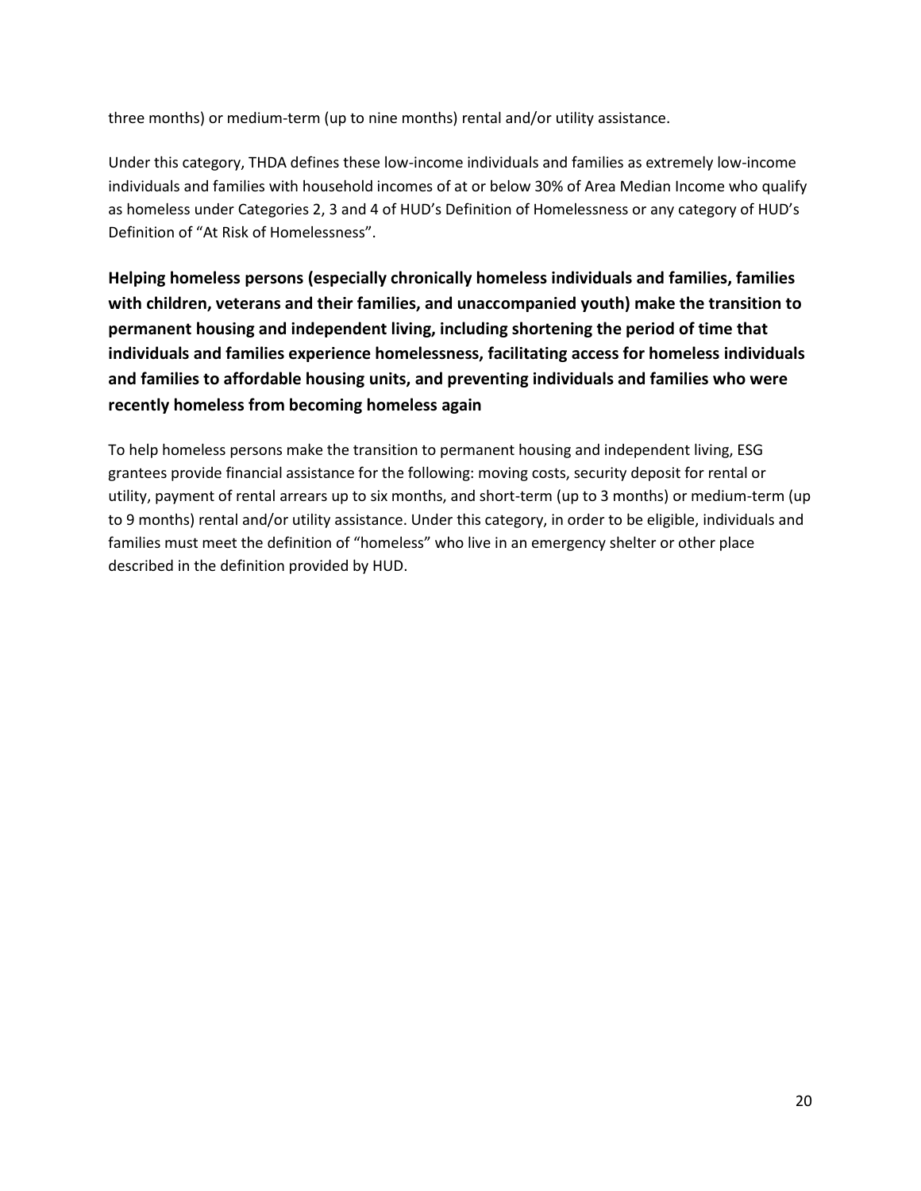three months) or medium-term (up to nine months) rental and/or utility assistance.

Under this category, THDA defines these low-income individuals and families as extremely low-income individuals and families with household incomes of at or below 30% of Area Median Income who qualify as homeless under Categories 2, 3 and 4 of HUD's Definition of Homelessness or any category of HUD's Definition of "At Risk of Homelessness".

### Helping homeless persons (especially chronically homeless individuals and families, families with children, veterans and their families, and unaccompanied youth) make the transition to permanent housing and independent living, including shortening the period of time that individuals and families experience homelessness, facilitating access for homeless individuals and families to affordable housing units, and preventing individuals and families who were recently homeless from becoming homeless again

To help homeless persons make the transition to permanent housing and independent living, ESG grantees provide financial assistance for the following: moving costs, security deposit for rental or utility, payment of rental arrears up to six months, and short-term (up to 3 months) or medium-term (up to 9 months) rental and/or utility assistance. Under this category, in order to be eligible, individuals and families must meet the definition of "homeless" who live in an emergency shelter or other place described in the definition provided by HUD.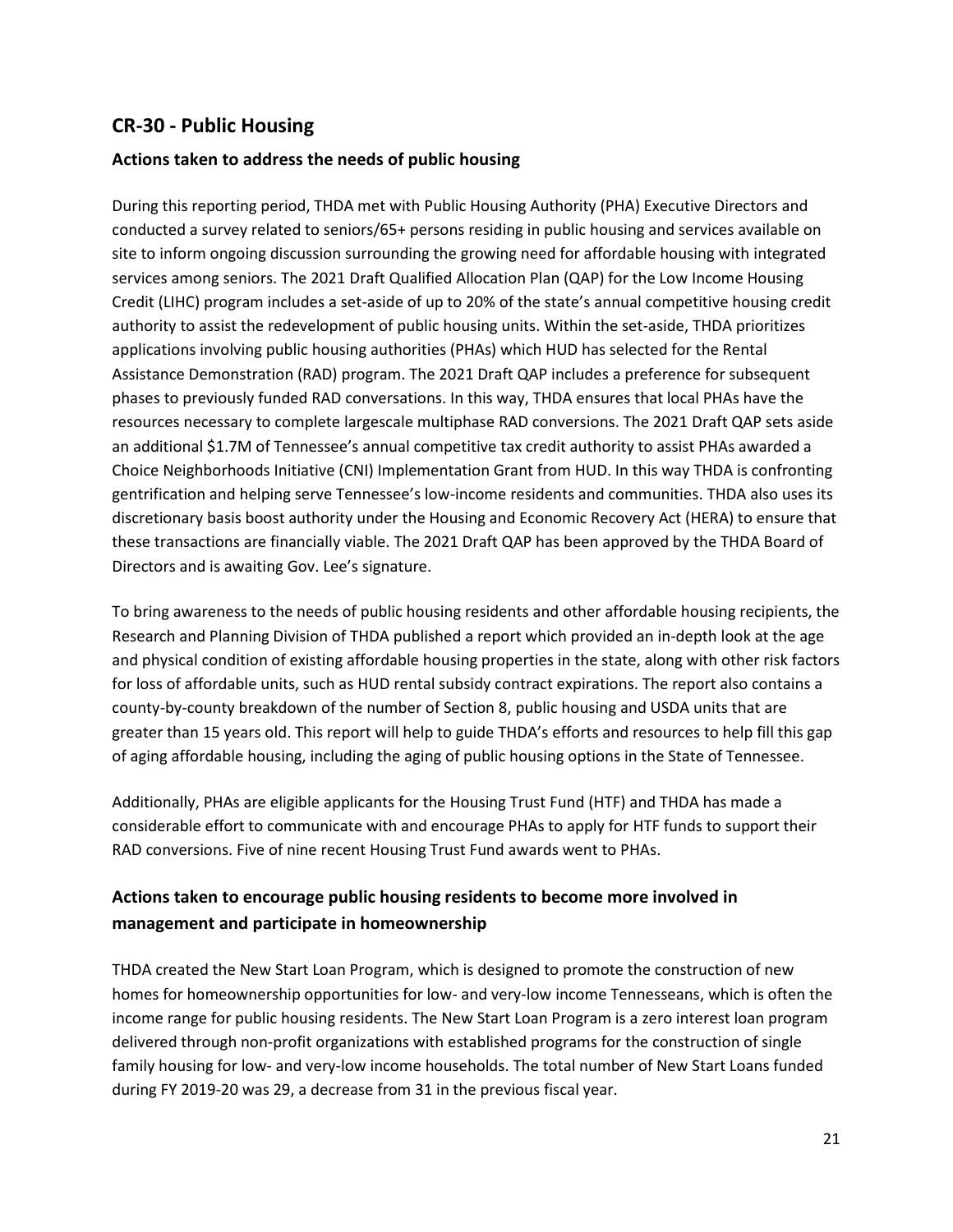## CR-30 - Public Housing

### Actions taken to address the needs of public housing

During this reporting period, THDA met with Public Housing Authority (PHA) Executive Directors and conducted a survey related to seniors/65+ persons residing in public housing and services available on site to inform ongoing discussion surrounding the growing need for affordable housing with integrated services among seniors. The 2021 Draft Qualified Allocation Plan (QAP) for the Low Income Housing Credit (LIHC) program includes a set-aside of up to 20% of the state's annual competitive housing credit authority to assist the redevelopment of public housing units. Within the set-aside, THDA prioritizes applications involving public housing authorities (PHAs) which HUD has selected for the Rental Assistance Demonstration (RAD) program. The 2021 Draft QAP includes a preference for subsequent phases to previously funded RAD conversations. In this way, THDA ensures that local PHAs have the resources necessary to complete largescale multiphase RAD conversions. The 2021 Draft QAP sets aside an additional $1.7M of Tennessee's annual competitive tax credit authority to assist PHAs awarded a Choice Neighborhoods Initiative (CNI) Implementation Grant from HUD. In this way THDA is confronting gentrification and helping serve Tennessee's low-income residents and communities. THDA also uses its discretionary basis boost authority under the Housing and Economic Recovery Act (HERA) to ensure that these transactions are financially viable. The 2021 Draft QAP has been approved by the THDA Board of Directors and is awaiting Gov. Lee's signature.

To bring awareness to the needs of public housing residents and other affordable housing recipients, the Research and Planning Division of THDA published a report which provided an in-depth look at the age and physical condition of existing affordable housing properties in the state, along with other risk factors for loss of affordable units, such as HUD rental subsidy contract expirations. The report also contains a county-by-county breakdown of the number of Section 8, public housing and USDA units that are greater than 15 years old. This report will help to guide THDA's efforts and resources to help fill this gap of aging affordable housing, including the aging of public housing options in the State of Tennessee.

Additionally, PHAs are eligible applicants for the Housing Trust Fund (HTF) and THDA has made a considerable effort to communicate with and encourage PHAs to apply for HTF funds to support their RAD conversions. Five of nine recent Housing Trust Fund awards went to PHAs.

### Actions taken to encourage public housing residents to become more involved in management and participate in homeownership

THDA created the New Start Loan Program, which is designed to promote the construction of new homes for homeownership opportunities for low- and very-low income Tennesseans, which is often the income range for public housing residents. The New Start Loan Program is a zero interest loan program delivered through non-profit organizations with established programs for the construction of single family housing for low- and very-low income households. The total number of New Start Loans funded during FY 2019-20 was 29, a decrease from 31 in the previous fiscal year.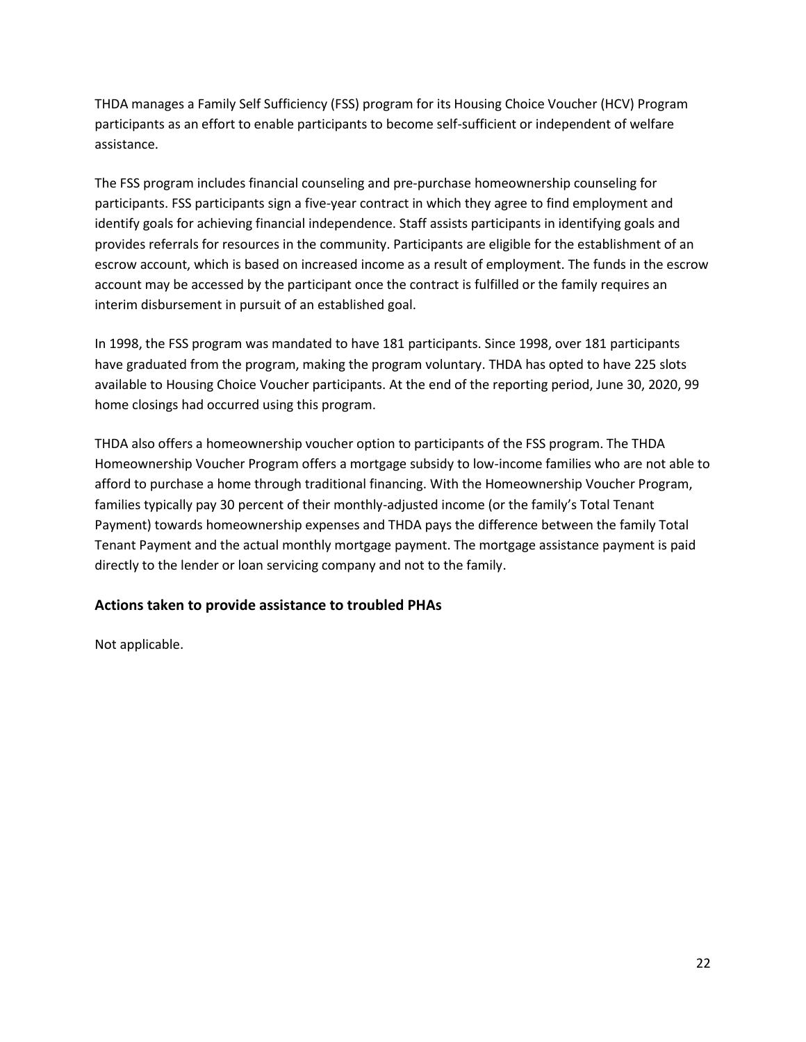THDA manages a Family Self Sufficiency (FSS) program for its Housing Choice Voucher (HCV) Program participants as an effort to enable participants to become self-sufficient or independent of welfare assistance.

The FSS program includes financial counseling and pre-purchase homeownership counseling for participants. FSS participants sign a five-year contract in which they agree to find employment and identify goals for achieving financial independence. Staff assists participants in identifying goals and provides referrals for resources in the community. Participants are eligible for the establishment of an escrow account, which is based on increased income as a result of employment. The funds in the escrow account may be accessed by the participant once the contract is fulfilled or the family requires an interim disbursement in pursuit of an established goal.

In 1998, the FSS program was mandated to have 181 participants. Since 1998, over 181 participants have graduated from the program, making the program voluntary. THDA has opted to have 225 slots available to Housing Choice Voucher participants. At the end of the reporting period, June 30, 2020, 99 home closings had occurred using this program.

THDA also offers a homeownership voucher option to participants of the FSS program. The THDA Homeownership Voucher Program offers a mortgage subsidy to low-income families who are not able to afford to purchase a home through traditional financing. With the Homeownership Voucher Program, families typically pay 30 percent of their monthly-adjusted income (or the family's Total Tenant Payment) towards homeownership expenses and THDA pays the difference between the family Total Tenant Payment and the actual monthly mortgage payment. The mortgage assistance payment is paid directly to the lender or loan servicing company and not to the family.

### Actions taken to provide assistance to troubled PHAs

Not applicable.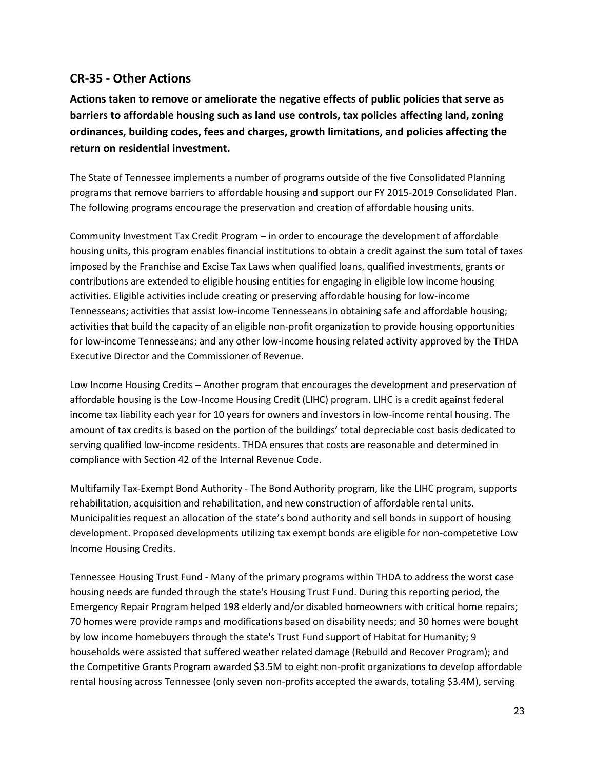## CR-35 - Other Actions

**Actions taken to remove or ameliorate the negative effects of public policies that serve as barriers to affordable housing such as land use controls, tax policies affecting land, zoning ordinances, building codes, fees and charges, growth limitations, and policies affecting the return on residential investment.**

The State of Tennessee implements a number of programs outside of the five Consolidated Planning programs that remove barriers to affordable housing and support our FY 2015-2019 Consolidated Plan. The following programs encourage the preservation and creation of affordable housing units.

Community Investment Tax Credit Program – in order to encourage the development of affordable housing units, this program enables financial institutions to obtain a credit against the sum total of taxes imposed by the Franchise and Excise Tax Laws when qualified loans, qualified investments, grants or contributions are extended to eligible housing entities for engaging in eligible low income housing activities. Eligible activities include creating or preserving affordable housing for low-income Tennesseans; activities that assist low-income Tennesseans in obtaining safe and affordable housing; activities that build the capacity of an eligible non-profit organization to provide housing opportunities for low-income Tennesseans; and any other low-income housing related activity approved by the THDA Executive Director and the Commissioner of Revenue.

Low Income Housing Credits – Another program that encourages the development and preservation of affordable housing is the Low-Income Housing Credit (LIHC) program. LIHC is a credit against federal income tax liability each year for 10 years for owners and investors in low-income rental housing. The amount of tax credits is based on the portion of the buildings' total depreciable cost basis dedicated to serving qualified low-income residents. THDA ensures that costs are reasonable and determined in compliance with Section 42 of the Internal Revenue Code.

Multifamily Tax-Exempt Bond Authority - The Bond Authority program, like the LIHC program, supports rehabilitation, acquisition and rehabilitation, and new construction of affordable rental units. Municipalities request an allocation of the state's bond authority and sell bonds in support of housing development. Proposed developments utilizing tax exempt bonds are eligible for non-competetive Low Income Housing Credits.

Tennessee Housing Trust Fund - Many of the primary programs within THDA to address the worst case housing needs are funded through the state's Housing Trust Fund. During this reporting period, the Emergency Repair Program helped 198 elderly and/or disabled homeowners with critical home repairs; 70 homes were provide ramps and modifications based on disability needs; and 30 homes were bought by low income homebuyers through the state's Trust Fund support of Habitat for Humanity; 9 households were assisted that suffered weather related damage (Rebuild and Recover Program); and the Competitive Grants Program awarded $3.5M to eight non-profit organizations to develop affordable rental housing across Tennessee (only seven non-profits accepted the awards, totaling $3.4M), serving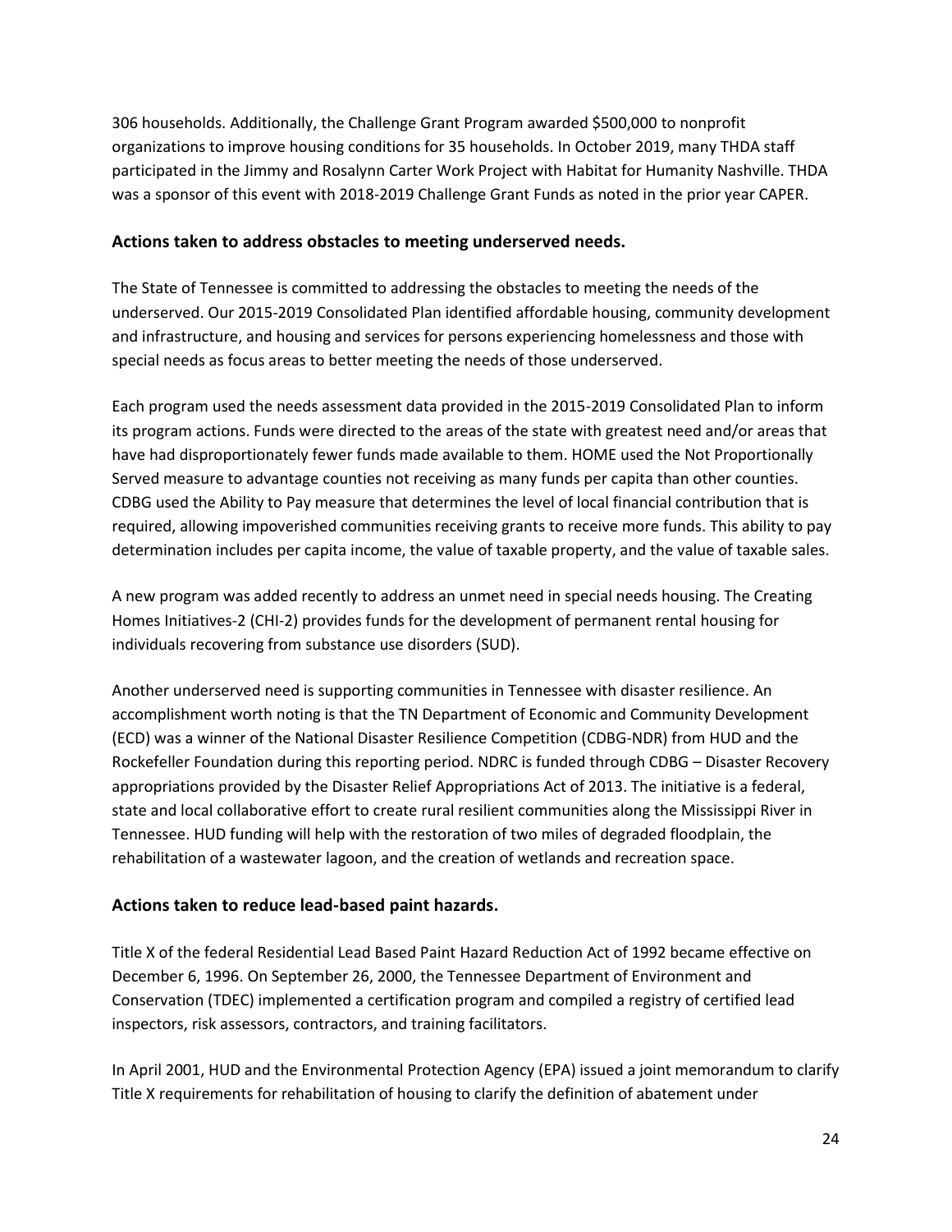306 households. Additionally, the Challenge Grant Program awarded $500,000 to nonprofit organizations to improve housing conditions for 35 households. In October 2019, many THDA staff participated in the Jimmy and Rosalynn Carter Work Project with Habitat for Humanity Nashville. THDA was a sponsor of this event with 2018-2019 Challenge Grant Funds as noted in the prior year CAPER.

## Actions taken to address obstacles to meeting underserved needs.

The State of Tennessee is committed to addressing the obstacles to meeting the needs of the underserved. Our 2015-2019 Consolidated Plan identified affordable housing, community development and infrastructure, and housing and services for persons experiencing homelessness and those with special needs as focus areas to better meeting the needs of those underserved.

Each program used the needs assessment data provided in the 2015-2019 Consolidated Plan to inform its program actions. Funds were directed to the areas of the state with greatest need and/or areas that have had disproportionately fewer funds made available to them. HOME used the Not Proportionally Served measure to advantage counties not receiving as many funds per capita than other counties. CDBG used the Ability to Pay measure that determines the level of local financial contribution that is required, allowing impoverished communities receiving grants to receive more funds. This ability to pay determination includes per capita income, the value of taxable property, and the value of taxable sales.

A new program was added recently to address an unmet need in special needs housing. The Creating Homes Initiatives-2 (CHI-2) provides funds for the development of permanent rental housing for individuals recovering from substance use disorders (SUD).

Another underserved need is supporting communities in Tennessee with disaster resilience. An accomplishment worth noting is that the TN Department of Economic and Community Development (ECD) was a winner of the National Disaster Resilience Competition (CDBG-NDR) from HUD and the Rockefeller Foundation during this reporting period. NDRC is funded through CDBG – Disaster Recovery appropriations provided by the Disaster Relief Appropriations Act of 2013. The initiative is a federal, state and local collaborative effort to create rural resilient communities along the Mississippi River in Tennessee. HUD funding will help with the restoration of two miles of degraded floodplain, the rehabilitation of a wastewater lagoon, and the creation of wetlands and recreation space.

## Actions taken to reduce lead-based paint hazards.

Title X of the federal Residential Lead Based Paint Hazard Reduction Act of 1992 became effective on December 6, 1996. On September 26, 2000, the Tennessee Department of Environment and Conservation (TDEC) implemented a certification program and compiled a registry of certified lead inspectors, risk assessors, contractors, and training facilitators.

In April 2001, HUD and the Environmental Protection Agency (EPA) issued a joint memorandum to clarify Title X requirements for rehabilitation of housing to clarify the definition of abatement under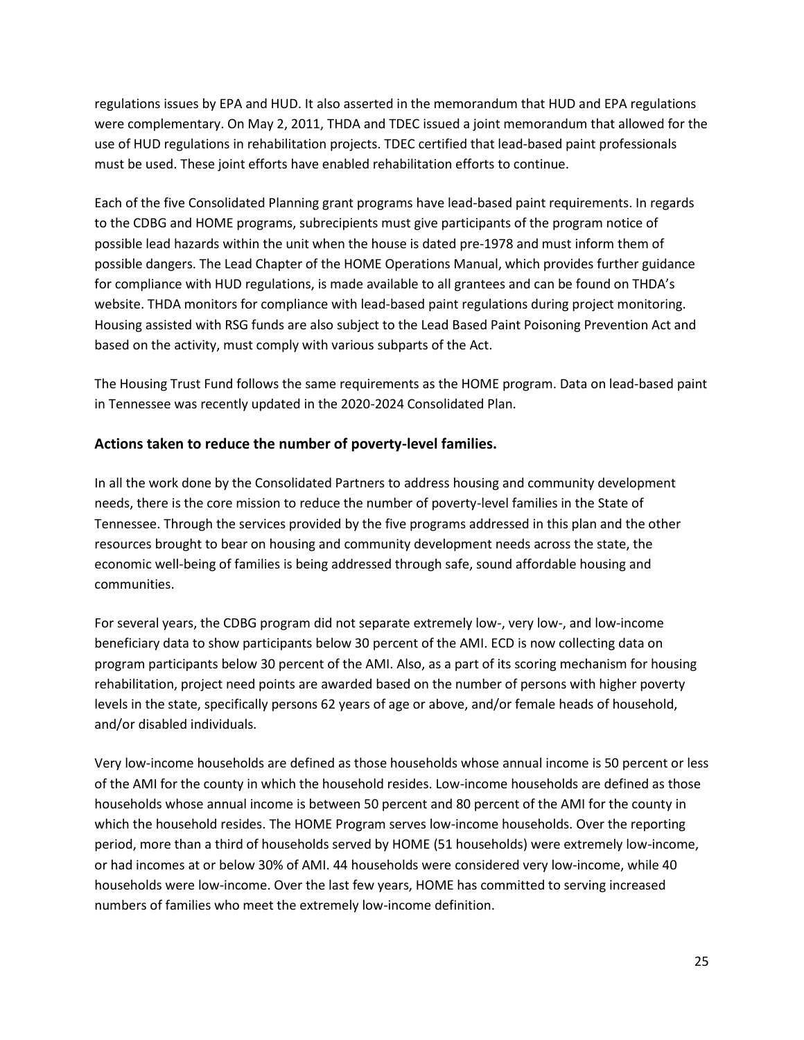regulations issues by EPA and HUD. It also asserted in the memorandum that HUD and EPA regulations were complementary. On May 2, 2011, THDA and TDEC issued a joint memorandum that allowed for the use of HUD regulations in rehabilitation projects. TDEC certified that lead-based paint professionals must be used. These joint efforts have enabled rehabilitation efforts to continue.

Each of the five Consolidated Planning grant programs have lead-based paint requirements. In regards to the CDBG and HOME programs, subrecipients must give participants of the program notice of possible lead hazards within the unit when the house is dated pre-1978 and must inform them of possible dangers. The Lead Chapter of the HOME Operations Manual, which provides further guidance for compliance with HUD regulations, is made available to all grantees and can be found on THDA's website. THDA monitors for compliance with lead-based paint regulations during project monitoring. Housing assisted with RSG funds are also subject to the Lead Based Paint Poisoning Prevention Act and based on the activity, must comply with various subparts of the Act.

The Housing Trust Fund follows the same requirements as the HOME program. Data on lead-based paint in Tennessee was recently updated in the 2020-2024 Consolidated Plan.

### Actions taken to reduce the number of poverty-level families.

In all the work done by the Consolidated Partners to address housing and community development needs, there is the core mission to reduce the number of poverty-level families in the State of Tennessee. Through the services provided by the five programs addressed in this plan and the other resources brought to bear on housing and community development needs across the state, the economic well-being of families is being addressed through safe, sound affordable housing and communities.

For several years, the CDBG program did not separate extremely low-, very low-, and low-income beneficiary data to show participants below 30 percent of the AMI. ECD is now collecting data on program participants below 30 percent of the AMI. Also, as a part of its scoring mechanism for housing rehabilitation, project need points are awarded based on the number of persons with higher poverty levels in the state, specifically persons 62 years of age or above, and/or female heads of household, and/or disabled individuals.

Very low-income households are defined as those households whose annual income is 50 percent or less of the AMI for the county in which the household resides. Low-income households are defined as those households whose annual income is between 50 percent and 80 percent of the AMI for the county in which the household resides. The HOME Program serves low-income households. Over the reporting period, more than a third of households served by HOME (51 households) were extremely low-income, or had incomes at or below 30% of AMI. 44 households were considered very low-income, while 40 households were low-income. Over the last few years, HOME has committed to serving increased numbers of families who meet the extremely low-income definition.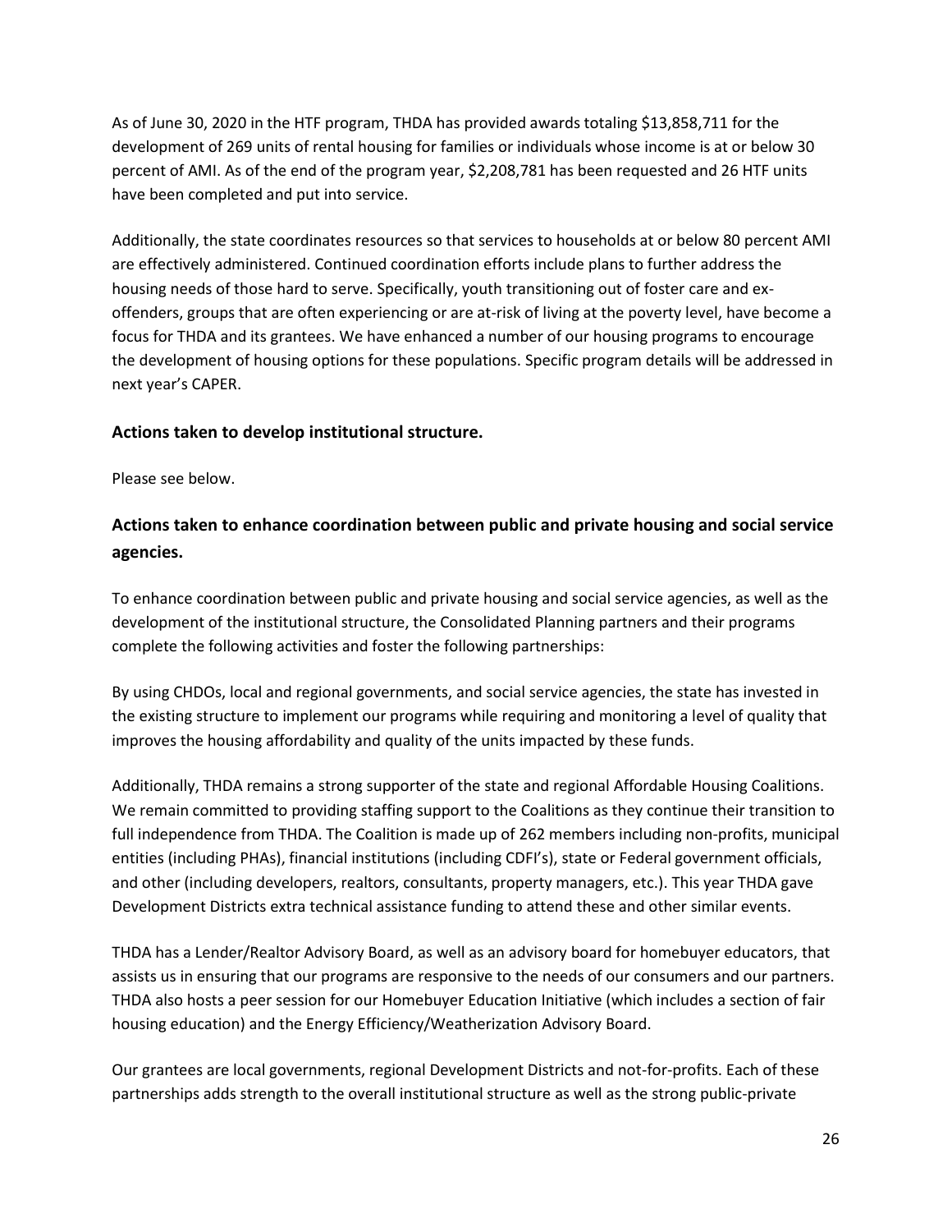As of June 30, 2020 in the HTF program, THDA has provided awards totaling $13,858,711 for the development of 269 units of rental housing for families or individuals whose income is at or below 30 percent of AMI. As of the end of the program year, $2,208,781 has been requested and 26 HTF units have been completed and put into service.

Additionally, the state coordinates resources so that services to households at or below 80 percent AMI are effectively administered. Continued coordination efforts include plans to further address the housing needs of those hard to serve. Specifically, youth transitioning out of foster care and ex-offenders, groups that are often experiencing or are at-risk of living at the poverty level, have become a focus for THDA and its grantees. We have enhanced a number of our housing programs to encourage the development of housing options for these populations. Specific program details will be addressed in next year's CAPER.

### Actions taken to develop institutional structure.

Please see below.

## Actions taken to enhance coordination between public and private housing and social service agencies.

To enhance coordination between public and private housing and social service agencies, as well as the development of the institutional structure, the Consolidated Planning partners and their programs complete the following activities and foster the following partnerships:

By using CHDOs, local and regional governments, and social service agencies, the state has invested in the existing structure to implement our programs while requiring and monitoring a level of quality that improves the housing affordability and quality of the units impacted by these funds.

Additionally, THDA remains a strong supporter of the state and regional Affordable Housing Coalitions. We remain committed to providing staffing support to the Coalitions as they continue their transition to full independence from THDA. The Coalition is made up of 262 members including non-profits, municipal entities (including PHAs), financial institutions (including CDFI's), state or Federal government officials, and other (including developers, realtors, consultants, property managers, etc.). This year THDA gave Development Districts extra technical assistance funding to attend these and other similar events.

THDA has a Lender/Realtor Advisory Board, as well as an advisory board for homebuyer educators, that assists us in ensuring that our programs are responsive to the needs of our consumers and our partners. THDA also hosts a peer session for our Homebuyer Education Initiative (which includes a section of fair housing education) and the Energy Efficiency/Weatherization Advisory Board.

Our grantees are local governments, regional Development Districts and not-for-profits. Each of these partnerships adds strength to the overall institutional structure as well as the strong public-private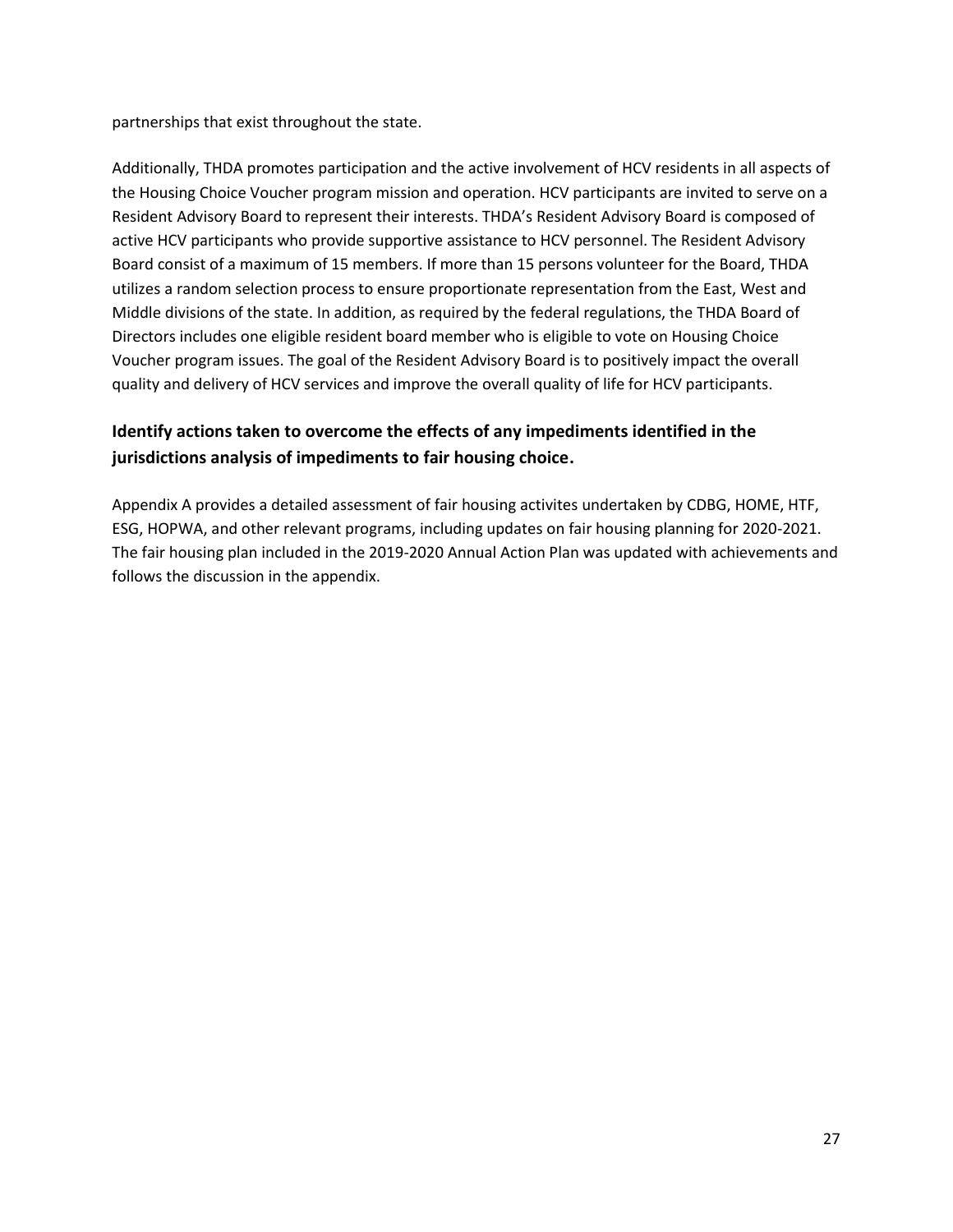partnerships that exist throughout the state.

Additionally, THDA promotes participation and the active involvement of HCV residents in all aspects of the Housing Choice Voucher program mission and operation. HCV participants are invited to serve on a Resident Advisory Board to represent their interests. THDA's Resident Advisory Board is composed of active HCV participants who provide supportive assistance to HCV personnel. The Resident Advisory Board consist of a maximum of 15 members. If more than 15 persons volunteer for the Board, THDA utilizes a random selection process to ensure proportionate representation from the East, West and Middle divisions of the state. In addition, as required by the federal regulations, the THDA Board of Directors includes one eligible resident board member who is eligible to vote on Housing Choice Voucher program issues. The goal of the Resident Advisory Board is to positively impact the overall quality and delivery of HCV services and improve the overall quality of life for HCV participants.

### Identify actions taken to overcome the effects of any impediments identified in the jurisdictions analysis of impediments to fair housing choice.

Appendix A provides a detailed assessment of fair housing activites undertaken by CDBG, HOME, HTF, ESG, HOPWA, and other relevant programs, including updates on fair housing planning for 2020-2021. The fair housing plan included in the 2019-2020 Annual Action Plan was updated with achievements and follows the discussion in the appendix.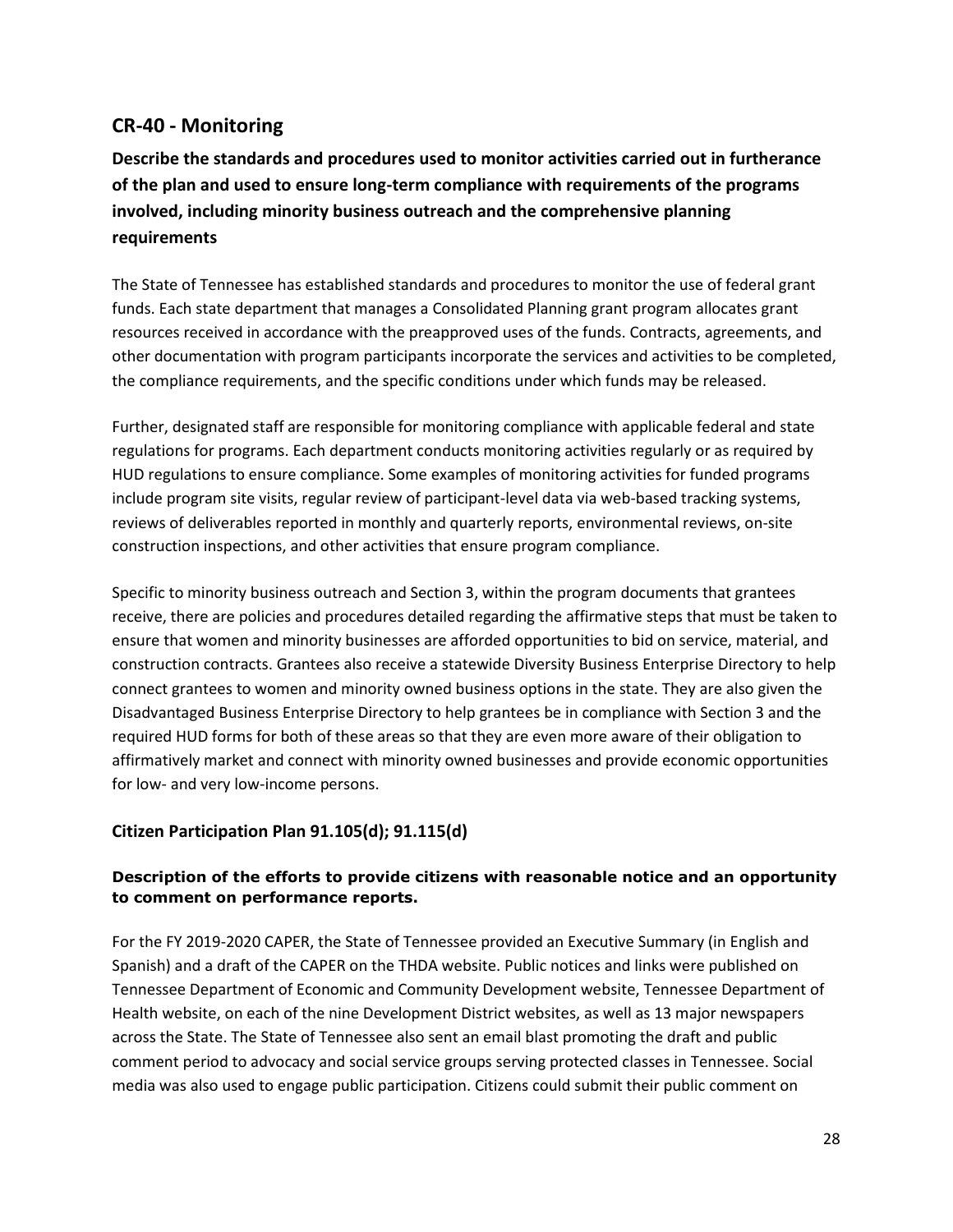## CR-40 - Monitoring

**Describe the standards and procedures used to monitor activities carried out in furtherance of the plan and used to ensure long-term compliance with requirements of the programs involved, including minority business outreach and the comprehensive planning requirements**

The State of Tennessee has established standards and procedures to monitor the use of federal grant funds. Each state department that manages a Consolidated Planning grant program allocates grant resources received in accordance with the preapproved uses of the funds. Contracts, agreements, and other documentation with program participants incorporate the services and activities to be completed, the compliance requirements, and the specific conditions under which funds may be released.

Further, designated staff are responsible for monitoring compliance with applicable federal and state regulations for programs. Each department conducts monitoring activities regularly or as required by HUD regulations to ensure compliance. Some examples of monitoring activities for funded programs include program site visits, regular review of participant-level data via web-based tracking systems, reviews of deliverables reported in monthly and quarterly reports, environmental reviews, on-site construction inspections, and other activities that ensure program compliance.

Specific to minority business outreach and Section 3, within the program documents that grantees receive, there are policies and procedures detailed regarding the affirmative steps that must be taken to ensure that women and minority businesses are afforded opportunities to bid on service, material, and construction contracts. Grantees also receive a statewide Diversity Business Enterprise Directory to help connect grantees to women and minority owned business options in the state. They are also given the Disadvantaged Business Enterprise Directory to help grantees be in compliance with Section 3 and the required HUD forms for both of these areas so that they are even more aware of their obligation to affirmatively market and connect with minority owned businesses and provide economic opportunities for low- and very low-income persons.

### Citizen Participation Plan 91.105(d); 91.115(d)

**Description of the efforts to provide citizens with reasonable notice and an opportunity to comment on performance reports.**

For the FY 2019-2020 CAPER, the State of Tennessee provided an Executive Summary (in English and Spanish) and a draft of the CAPER on the THDA website. Public notices and links were published on Tennessee Department of Economic and Community Development website, Tennessee Department of Health website, on each of the nine Development District websites, as well as 13 major newspapers across the State. The State of Tennessee also sent an email blast promoting the draft and public comment period to advocacy and social service groups serving protected classes in Tennessee. Social media was also used to engage public participation. Citizens could submit their public comment on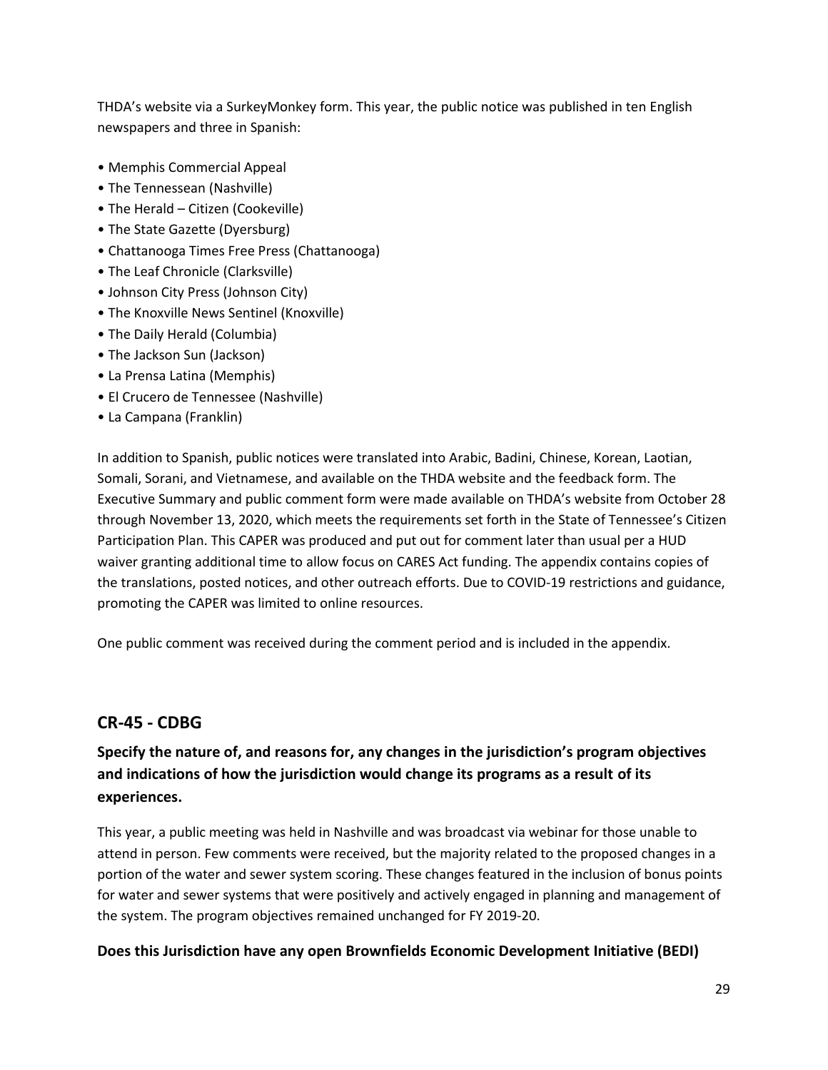THDA's website via a SurkeyMonkey form. This year, the public notice was published in ten English newspapers and three in Spanish:

- Memphis Commercial Appeal
- The Tennessean (Nashville)
- The Herald – Citizen (Cookeville)
- The State Gazette (Dyersburg)
- Chattanooga Times Free Press (Chattanooga)
- The Leaf Chronicle (Clarksville)
- Johnson City Press (Johnson City)
- The Knoxville News Sentinel (Knoxville)
- The Daily Herald (Columbia)
- The Jackson Sun (Jackson)
- La Prensa Latina (Memphis)
- El Crucero de Tennessee (Nashville)
- La Campana (Franklin)

In addition to Spanish, public notices were translated into Arabic, Badini, Chinese, Korean, Laotian, Somali, Sorani, and Vietnamese, and available on the THDA website and the feedback form. The Executive Summary and public comment form were made available on THDA's website from October 28 through November 13, 2020, which meets the requirements set forth in the State of Tennessee's Citizen Participation Plan. This CAPER was produced and put out for comment later than usual per a HUD waiver granting additional time to allow focus on CARES Act funding. The appendix contains copies of the translations, posted notices, and other outreach efforts. Due to COVID-19 restrictions and guidance, promoting the CAPER was limited to online resources.

One public comment was received during the comment period and is included in the appendix.

## CR-45 - CDBG

### Specify the nature of, and reasons for, any changes in the jurisdiction's program objectives and indications of how the jurisdiction would change its programs as a result of its experiences.

This year, a public meeting was held in Nashville and was broadcast via webinar for those unable to attend in person. Few comments were received, but the majority related to the proposed changes in a portion of the water and sewer system scoring. These changes featured in the inclusion of bonus points for water and sewer systems that were positively and actively engaged in planning and management of the system. The program objectives remained unchanged for FY 2019-20.

**Does this Jurisdiction have any open Brownfields Economic Development Initiative (BEDI)**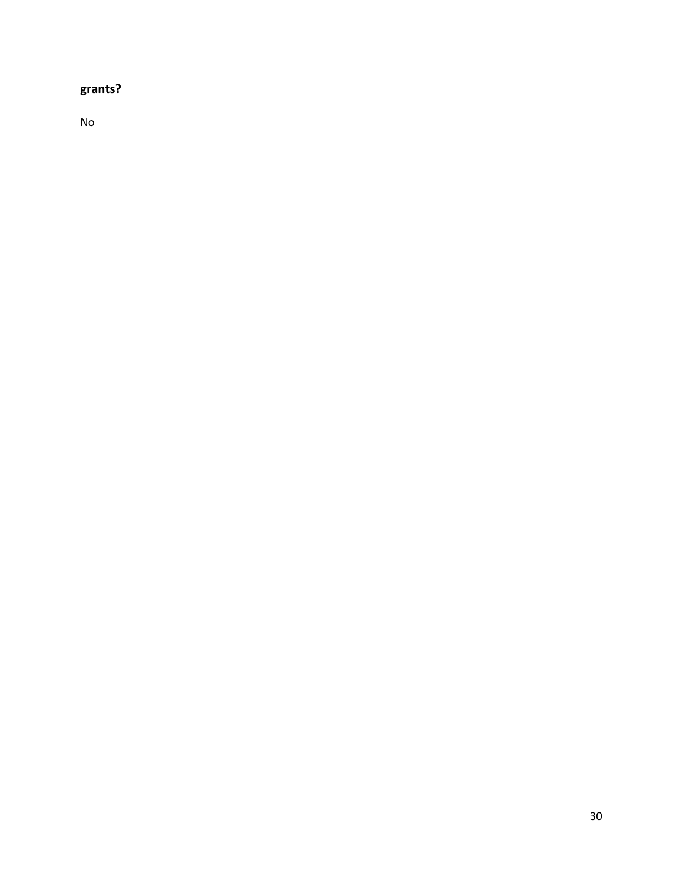**grants?**

No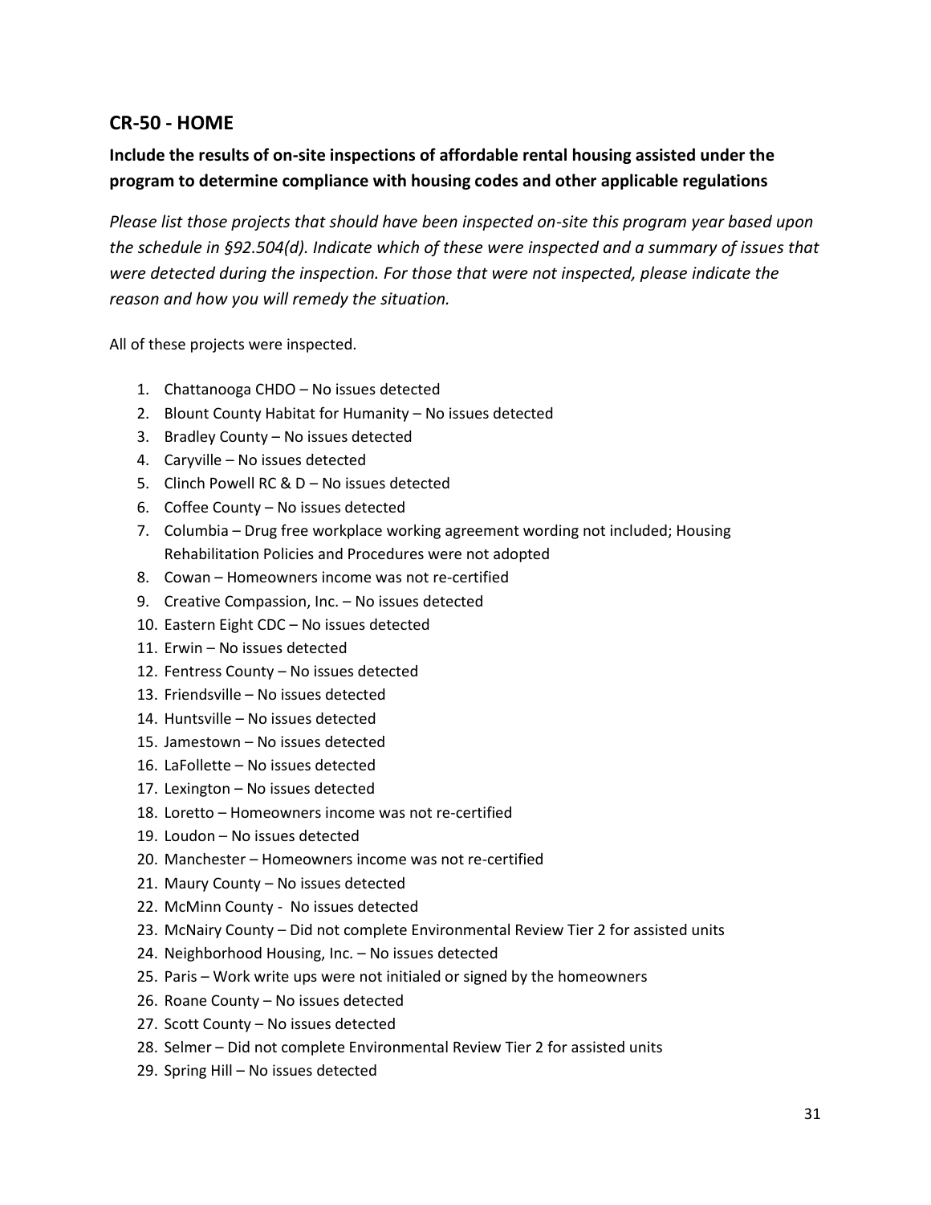## CR-50 - HOME

### Include the results of on-site inspections of affordable rental housing assisted under the program to determine compliance with housing codes and other applicable regulations

*Please list those projects that should have been inspected on-site this program year based upon the schedule in §92.504(d). Indicate which of these were inspected and a summary of issues that were detected during the inspection. For those that were not inspected, please indicate the reason and how you will remedy the situation.*

All of these projects were inspected.

1. Chattanooga CHDO – No issues detected
2. Blount County Habitat for Humanity – No issues detected
3. Bradley County – No issues detected
4. Caryville – No issues detected
5. Clinch Powell RC & D – No issues detected
6. Coffee County – No issues detected
7. Columbia – Drug free workplace working agreement wording not included; Housing Rehabilitation Policies and Procedures were not adopted
8. Cowan – Homeowners income was not re-certified
9. Creative Compassion, Inc. – No issues detected
10. Eastern Eight CDC – No issues detected
11. Erwin – No issues detected
12. Fentress County – No issues detected
13. Friendsville – No issues detected
14. Huntsville – No issues detected
15. Jamestown – No issues detected
16. LaFollette – No issues detected
17. Lexington – No issues detected
18. Loretto – Homeowners income was not re-certified
19. Loudon – No issues detected
20. Manchester – Homeowners income was not re-certified
21. Maury County – No issues detected
22. McMinn County - No issues detected
23. McNairy County – Did not complete Environmental Review Tier 2 for assisted units
24. Neighborhood Housing, Inc. – No issues detected
25. Paris – Work write ups were not initialed or signed by the homeowners
26. Roane County – No issues detected
27. Scott County – No issues detected
28. Selmer – Did not complete Environmental Review Tier 2 for assisted units
29. Spring Hill – No issues detected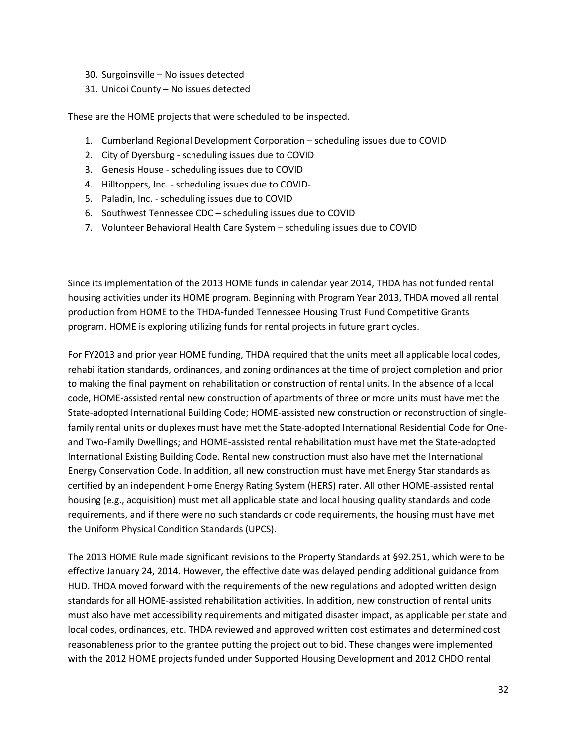30. Surgoinsville – No issues detected
31. Unicoi County – No issues detected

These are the HOME projects that were scheduled to be inspected.

1. Cumberland Regional Development Corporation – scheduling issues due to COVID
2. City of Dyersburg - scheduling issues due to COVID
3. Genesis House - scheduling issues due to COVID
4. Hilltoppers, Inc. - scheduling issues due to COVID-
5. Paladin, Inc. - scheduling issues due to COVID
6. Southwest Tennessee CDC – scheduling issues due to COVID
7. Volunteer Behavioral Health Care System – scheduling issues due to COVID

Since its implementation of the 2013 HOME funds in calendar year 2014, THDA has not funded rental housing activities under its HOME program. Beginning with Program Year 2013, THDA moved all rental production from HOME to the THDA-funded Tennessee Housing Trust Fund Competitive Grants program. HOME is exploring utilizing funds for rental projects in future grant cycles.

For FY2013 and prior year HOME funding, THDA required that the units meet all applicable local codes, rehabilitation standards, ordinances, and zoning ordinances at the time of project completion and prior to making the final payment on rehabilitation or construction of rental units. In the absence of a local code, HOME-assisted rental new construction of apartments of three or more units must have met the State-adopted International Building Code; HOME-assisted new construction or reconstruction of single-family rental units or duplexes must have met the State-adopted International Residential Code for One- and Two-Family Dwellings; and HOME-assisted rental rehabilitation must have met the State-adopted International Existing Building Code. Rental new construction must also have met the International Energy Conservation Code. In addition, all new construction must have met Energy Star standards as certified by an independent Home Energy Rating System (HERS) rater. All other HOME-assisted rental housing (e.g., acquisition) must met all applicable state and local housing quality standards and code requirements, and if there were no such standards or code requirements, the housing must have met the Uniform Physical Condition Standards (UPCS).

The 2013 HOME Rule made significant revisions to the Property Standards at §92.251, which were to be effective January 24, 2014. However, the effective date was delayed pending additional guidance from HUD. THDA moved forward with the requirements of the new regulations and adopted written design standards for all HOME-assisted rehabilitation activities. In addition, new construction of rental units must also have met accessibility requirements and mitigated disaster impact, as applicable per state and local codes, ordinances, etc. THDA reviewed and approved written cost estimates and determined cost reasonableness prior to the grantee putting the project out to bid. These changes were implemented with the 2012 HOME projects funded under Supported Housing Development and 2012 CHDO rental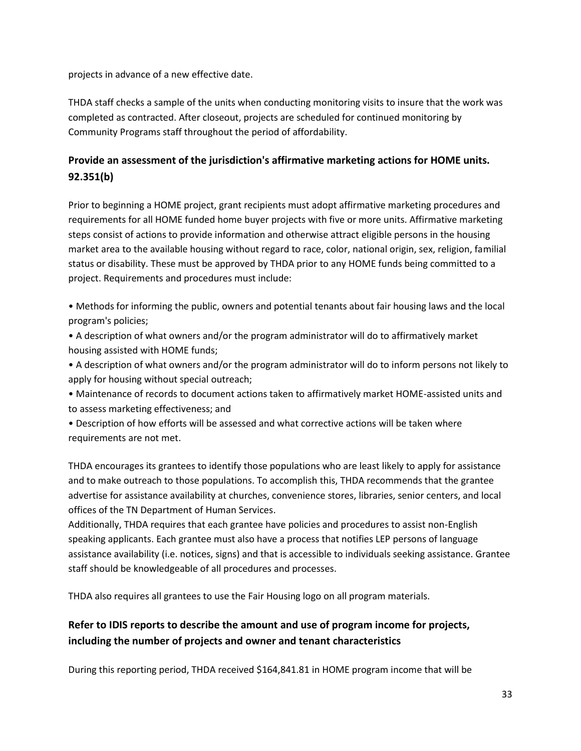projects in advance of a new effective date.

THDA staff checks a sample of the units when conducting monitoring visits to insure that the work was completed as contracted. After closeout, projects are scheduled for continued monitoring by Community Programs staff throughout the period of affordability.

### Provide an assessment of the jurisdiction's affirmative marketing actions for HOME units. 92.351(b)

Prior to beginning a HOME project, grant recipients must adopt affirmative marketing procedures and requirements for all HOME funded home buyer projects with five or more units. Affirmative marketing steps consist of actions to provide information and otherwise attract eligible persons in the housing market area to the available housing without regard to race, color, national origin, sex, religion, familial status or disability. These must be approved by THDA prior to any HOME funds being committed to a project. Requirements and procedures must include:

- Methods for informing the public, owners and potential tenants about fair housing laws and the local program's policies;
- A description of what owners and/or the program administrator will do to affirmatively market housing assisted with HOME funds;
- A description of what owners and/or the program administrator will do to inform persons not likely to apply for housing without special outreach;
- Maintenance of records to document actions taken to affirmatively market HOME-assisted units and to assess marketing effectiveness; and
- Description of how efforts will be assessed and what corrective actions will be taken where requirements are not met.

THDA encourages its grantees to identify those populations who are least likely to apply for assistance and to make outreach to those populations. To accomplish this, THDA recommends that the grantee advertise for assistance availability at churches, convenience stores, libraries, senior centers, and local offices of the TN Department of Human Services.
Additionally, THDA requires that each grantee have policies and procedures to assist non-English speaking applicants. Each grantee must also have a process that notifies LEP persons of language assistance availability (i.e. notices, signs) and that is accessible to individuals seeking assistance. Grantee staff should be knowledgeable of all procedures and processes.

THDA also requires all grantees to use the Fair Housing logo on all program materials.

### Refer to IDIS reports to describe the amount and use of program income for projects, including the number of projects and owner and tenant characteristics

During this reporting period, THDA received $164,841.81 in HOME program income that will be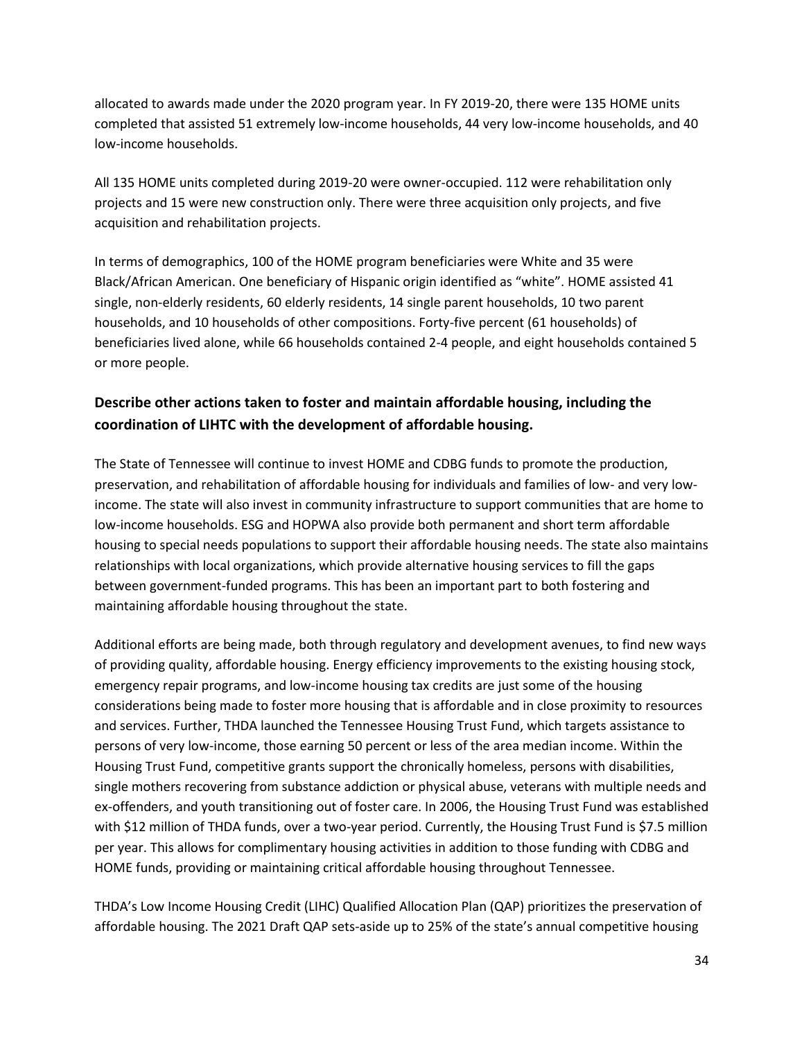allocated to awards made under the 2020 program year. In FY 2019-20, there were 135 HOME units completed that assisted 51 extremely low-income households, 44 very low-income households, and 40 low-income households.

All 135 HOME units completed during 2019-20 were owner-occupied. 112 were rehabilitation only projects and 15 were new construction only. There were three acquisition only projects, and five acquisition and rehabilitation projects.

In terms of demographics, 100 of the HOME program beneficiaries were White and 35 were Black/African American. One beneficiary of Hispanic origin identified as "white". HOME assisted 41 single, non-elderly residents, 60 elderly residents, 14 single parent households, 10 two parent households, and 10 households of other compositions. Forty-five percent (61 households) of beneficiaries lived alone, while 66 households contained 2-4 people, and eight households contained 5 or more people.

## Describe other actions taken to foster and maintain affordable housing, including the coordination of LIHTC with the development of affordable housing.

The State of Tennessee will continue to invest HOME and CDBG funds to promote the production, preservation, and rehabilitation of affordable housing for individuals and families of low- and very low-income. The state will also invest in community infrastructure to support communities that are home to low-income households. ESG and HOPWA also provide both permanent and short term affordable housing to special needs populations to support their affordable housing needs. The state also maintains relationships with local organizations, which provide alternative housing services to fill the gaps between government-funded programs. This has been an important part to both fostering and maintaining affordable housing throughout the state.

Additional efforts are being made, both through regulatory and development avenues, to find new ways of providing quality, affordable housing. Energy efficiency improvements to the existing housing stock, emergency repair programs, and low-income housing tax credits are just some of the housing considerations being made to foster more housing that is affordable and in close proximity to resources and services. Further, THDA launched the Tennessee Housing Trust Fund, which targets assistance to persons of very low-income, those earning 50 percent or less of the area median income. Within the Housing Trust Fund, competitive grants support the chronically homeless, persons with disabilities, single mothers recovering from substance addiction or physical abuse, veterans with multiple needs and ex-offenders, and youth transitioning out of foster care. In 2006, the Housing Trust Fund was established with $12 million of THDA funds, over a two-year period. Currently, the Housing Trust Fund is $7.5 million per year. This allows for complimentary housing activities in addition to those funding with CDBG and HOME funds, providing or maintaining critical affordable housing throughout Tennessee.

THDA's Low Income Housing Credit (LIHC) Qualified Allocation Plan (QAP) prioritizes the preservation of affordable housing. The 2021 Draft QAP sets-aside up to 25% of the state's annual competitive housing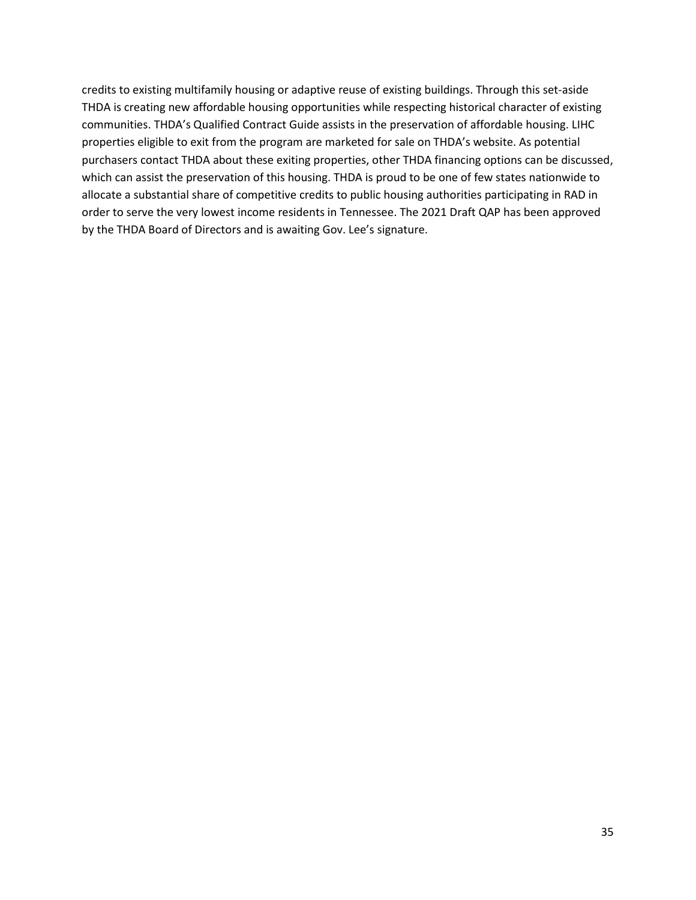credits to existing multifamily housing or adaptive reuse of existing buildings. Through this set-aside THDA is creating new affordable housing opportunities while respecting historical character of existing communities. THDA's Qualified Contract Guide assists in the preservation of affordable housing. LIHC properties eligible to exit from the program are marketed for sale on THDA's website. As potential purchasers contact THDA about these exiting properties, other THDA financing options can be discussed, which can assist the preservation of this housing. THDA is proud to be one of few states nationwide to allocate a substantial share of competitive credits to public housing authorities participating in RAD in order to serve the very lowest income residents in Tennessee. The 2021 Draft QAP has been approved by the THDA Board of Directors and is awaiting Gov. Lee's signature.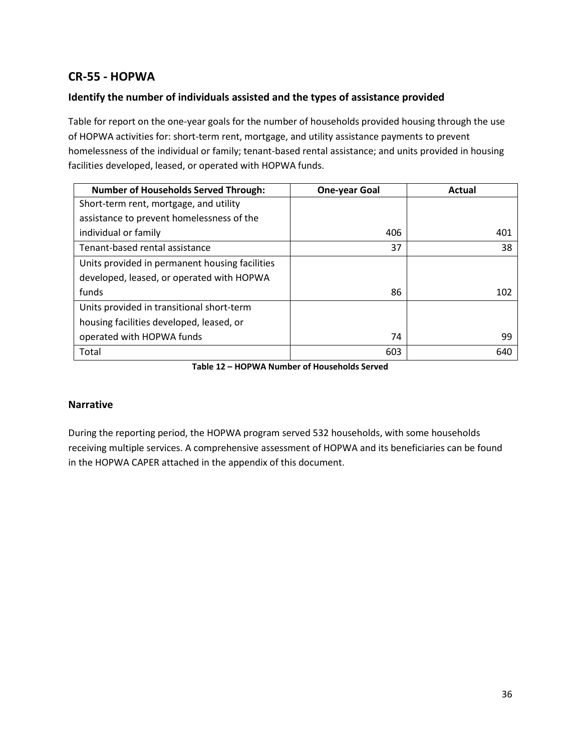## CR-55 - HOPWA

### Identify the number of individuals assisted and the types of assistance provided

Table for report on the one-year goals for the number of households provided housing through the use of HOPWA activities for: short-term rent, mortgage, and utility assistance payments to prevent homelessness of the individual or family; tenant-based rental assistance; and units provided in housing facilities developed, leased, or operated with HOPWA funds.

| Number of Households Served Through: | One-year Goal | Actual |
|---|---|---|
| Short-term rent, mortgage, and utility assistance to prevent homelessness of the individual or family | 406 | 401 |
| Tenant-based rental assistance | 37 | 38 |
| Units provided in permanent housing facilities developed, leased, or operated with HOPWA funds | 86 | 102 |
| Units provided in transitional short-term housing facilities developed, leased, or operated with HOPWA funds | 74 | 99 |
| Total | 603 | 640 |

**Table 12 – HOPWA Number of Households Served**

### Narrative

During the reporting period, the HOPWA program served 532 households, with some households receiving multiple services. A comprehensive assessment of HOPWA and its beneficiaries can be found in the HOPWA CAPER attached in the appendix of this document.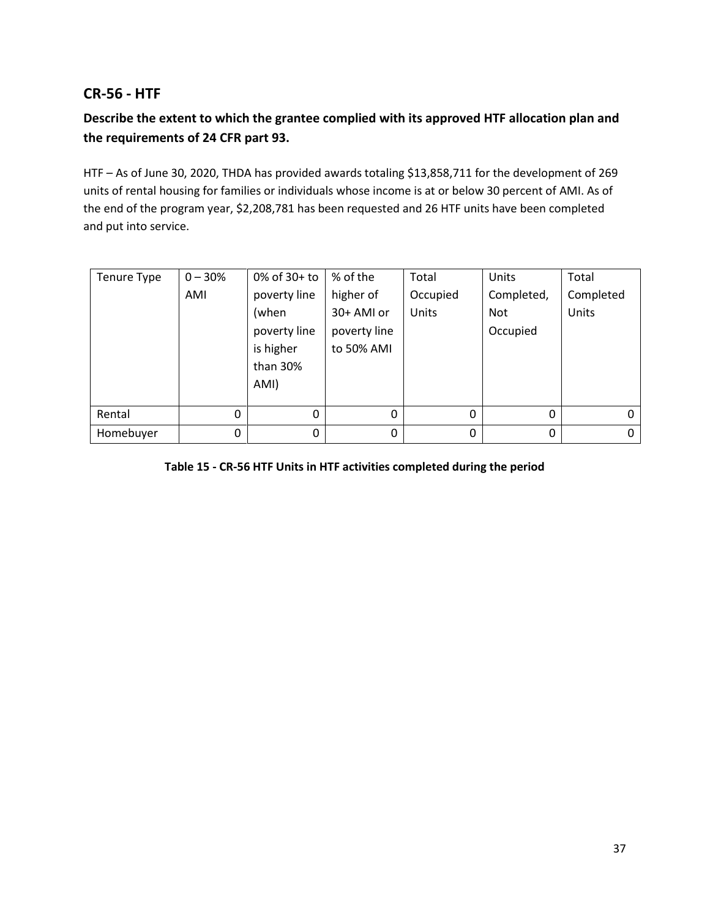## CR-56 - HTF

### Describe the extent to which the grantee complied with its approved HTF allocation plan and the requirements of 24 CFR part 93.

HTF – As of June 30, 2020, THDA has provided awards totaling $13,858,711 for the development of 269 units of rental housing for families or individuals whose income is at or below 30 percent of AMI. As of the end of the program year, $2,208,781 has been requested and 26 HTF units have been completed and put into service.

| Tenure Type | 0 – 30% AMI | 0% of 30+ to poverty line (when poverty line is higher than 30% AMI) | % of the higher of 30+ AMI or poverty line to 50% AMI | Total Occupied Units | Units Completed, Not Occupied | Total Completed Units |
|---|---|---|---|---|---|---|
| Rental | 0 | 0 | 0 | 0 | 0 | 0 |
| Homebuyer | 0 | 0 | 0 | 0 | 0 | 0 |

**Table 15 - CR-56 HTF Units in HTF activities completed during the period**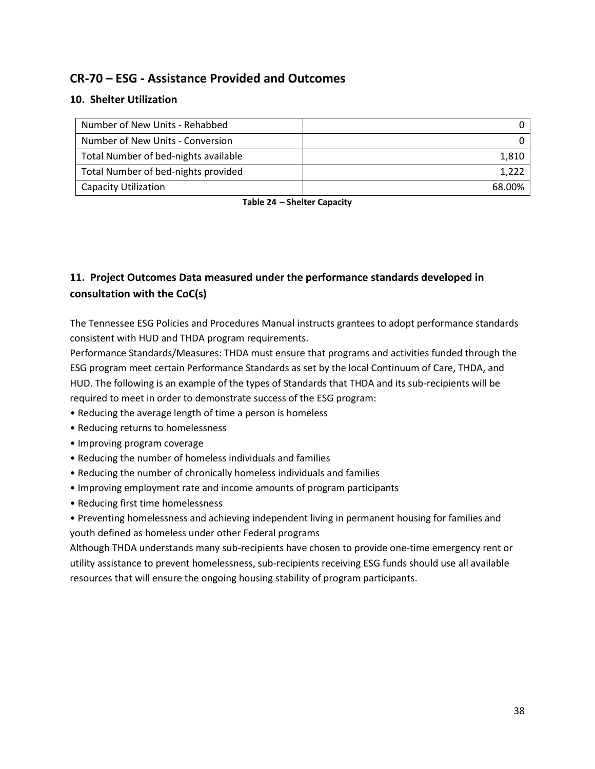## CR-70 – ESG - Assistance Provided and Outcomes

### 10. Shelter Utilization

| | |
|---|---|
| Number of New Units - Rehabbed | 0 |
| Number of New Units - Conversion | 0 |
| Total Number of bed-nights available | 1,810 |
| Total Number of bed-nights provided | 1,222 |
| Capacity Utilization | 68.00% |

**Table 24 – Shelter Capacity**

### 11. Project Outcomes Data measured under the performance standards developed in consultation with the CoC(s)

The Tennessee ESG Policies and Procedures Manual instructs grantees to adopt performance standards consistent with HUD and THDA program requirements.

Performance Standards/Measures: THDA must ensure that programs and activities funded through the ESG program meet certain Performance Standards as set by the local Continuum of Care, THDA, and HUD. The following is an example of the types of Standards that THDA and its sub-recipients will be required to meet in order to demonstrate success of the ESG program:

- Reducing the average length of time a person is homeless
- Reducing returns to homelessness
- Improving program coverage
- Reducing the number of homeless individuals and families
- Reducing the number of chronically homeless individuals and families
- Improving employment rate and income amounts of program participants
- Reducing first time homelessness
- Preventing homelessness and achieving independent living in permanent housing for families and youth defined as homeless under other Federal programs

Although THDA understands many sub-recipients have chosen to provide one-time emergency rent or utility assistance to prevent homelessness, sub-recipients receiving ESG funds should use all available resources that will ensure the ongoing housing stability of program participants.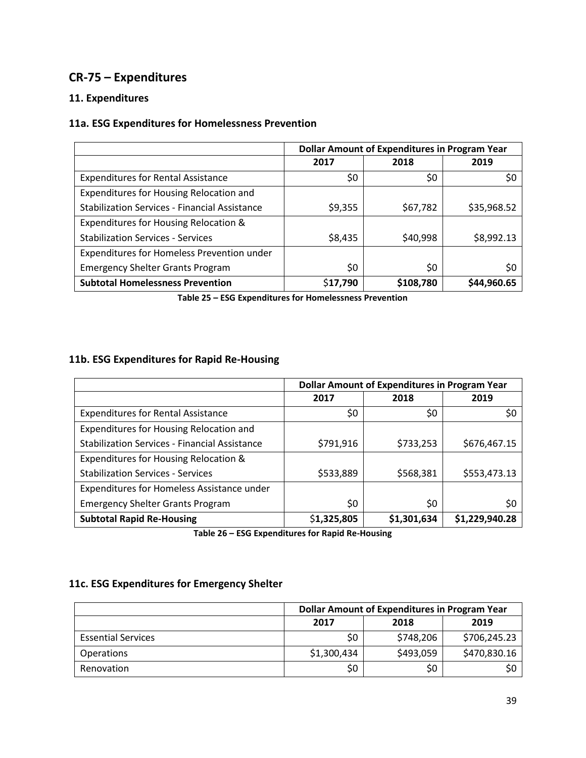## CR-75 – Expenditures

### 11. Expenditures

### 11a. ESG Expenditures for Homelessness Prevention

| | Dollar Amount of Expenditures in Program Year | | |
|---|---|---|---|
| | 2017 | 2018 | 2019 |
| Expenditures for Rental Assistance | $0 | $0 | $0 |
| Expenditures for Housing Relocation and Stabilization Services - Financial Assistance | $9,355 | $67,782 | $35,968.52 |
| Expenditures for Housing Relocation & Stabilization Services - Services | $8,435 | $40,998 | $8,992.13 |
| Expenditures for Homeless Prevention under Emergency Shelter Grants Program | $0 | $0 | $0 |
| **Subtotal Homelessness Prevention** | $**17,790** | **$108,780** | **$44,960.65** |

**Table 25 – ESG Expenditures for Homelessness Prevention**

### 11b. ESG Expenditures for Rapid Re-Housing

| | Dollar Amount of Expenditures in Program Year | | |
|---|---|---|---|
| | 2017 | 2018 | 2019 |
| Expenditures for Rental Assistance | $0 | $0 | $0 |
| Expenditures for Housing Relocation and Stabilization Services - Financial Assistance | $791,916 | $733,253 | $676,467.15 |
| Expenditures for Housing Relocation & Stabilization Services - Services | $533,889 | $568,381 | $553,473.13 |
| Expenditures for Homeless Assistance under Emergency Shelter Grants Program | $0 | $0 | $0 |
| **Subtotal Rapid Re-Housing** | $**1,325,805** | **$1,301,634** | **$1,229,940.28** |

**Table 26 – ESG Expenditures for Rapid Re-Housing**

### 11c. ESG Expenditures for Emergency Shelter

| | Dollar Amount of Expenditures in Program Year | | |
|---|---|---|---|
| | 2017 | 2018 | 2019 |
| Essential Services | $0 | $748,206 | $706,245.23 |
| Operations | $1,300,434 | $493,059 | $470,830.16 |
| Renovation | $0 | $0 | $0 |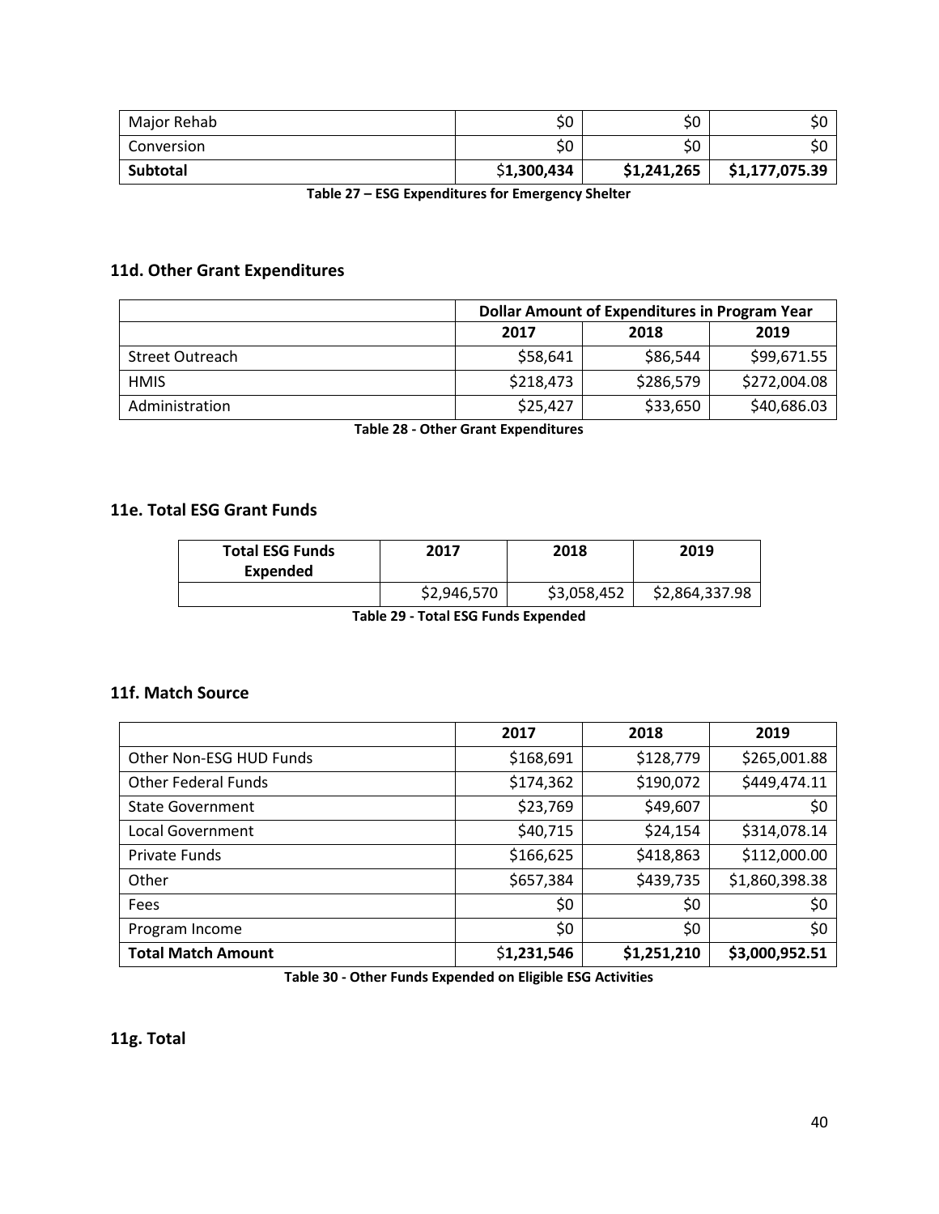| Major Rehab | $0 | $0 | $0 |
|---|---|---|---|
| Conversion | $0 | $0 | $0 |
| **Subtotal** | $**1,300,434** | **$1,241,265** | **$1,177,075.39** |

**Table 27 – ESG Expenditures for Emergency Shelter**

## 11d. Other Grant Expenditures

| | Dollar Amount of Expenditures in Program Year | | |
|---|---|---|---|
| | 2017 | 2018 | 2019 |
| Street Outreach | $58,641 | $86,544 | $99,671.55 |
| HMIS | $218,473 | $286,579 | $272,004.08 |
| Administration | $25,427 | $33,650 | $40,686.03 |

**Table 28 - Other Grant Expenditures**

## 11e. Total ESG Grant Funds

| Total ESG Funds Expended | 2017 | 2018 | 2019 |
|---|---|---|---|
| | $2,946,570 | $3,058,452 | $2,864,337.98 |

**Table 29 - Total ESG Funds Expended**

## 11f. Match Source

| | 2017 | 2018 | 2019 |
|---|---|---|---|
| Other Non-ESG HUD Funds | $168,691 | $128,779 | $265,001.88 |
| Other Federal Funds | $174,362 | $190,072 | $449,474.11 |
| State Government | $23,769 | $49,607 | $0 |
| Local Government | $40,715 | $24,154 | $314,078.14 |
| Private Funds | $166,625 | $418,863 | $112,000.00 |
| Other | $657,384 | $439,735 | $1,860,398.38 |
| Fees | $0 | $0 | $0 |
| Program Income | $0 | $0 | $0 |
| **Total Match Amount** | $**1,231,546** | **$1,251,210** | **$3,000,952.51** |

**Table 30 - Other Funds Expended on Eligible ESG Activities**

## 11g. Total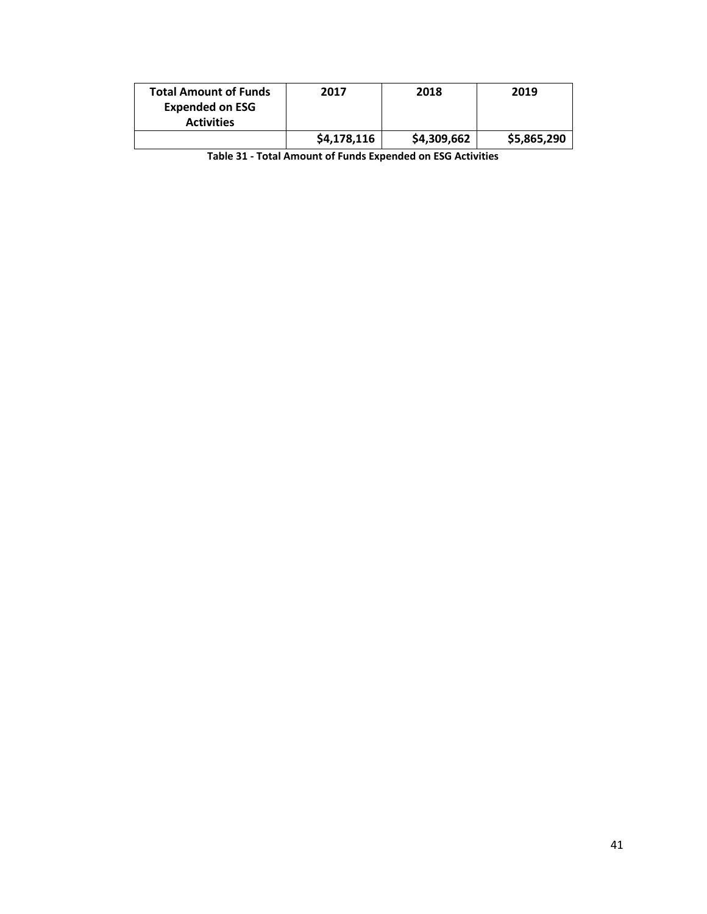| Total Amount of Funds Expended on ESG Activities | 2017 | 2018 | 2019 |
|---|---|---|---|
| | $4,178,116 | $4,309,662 | $5,865,290 |

**Table 31 - Total Amount of Funds Expended on ESG Activities**